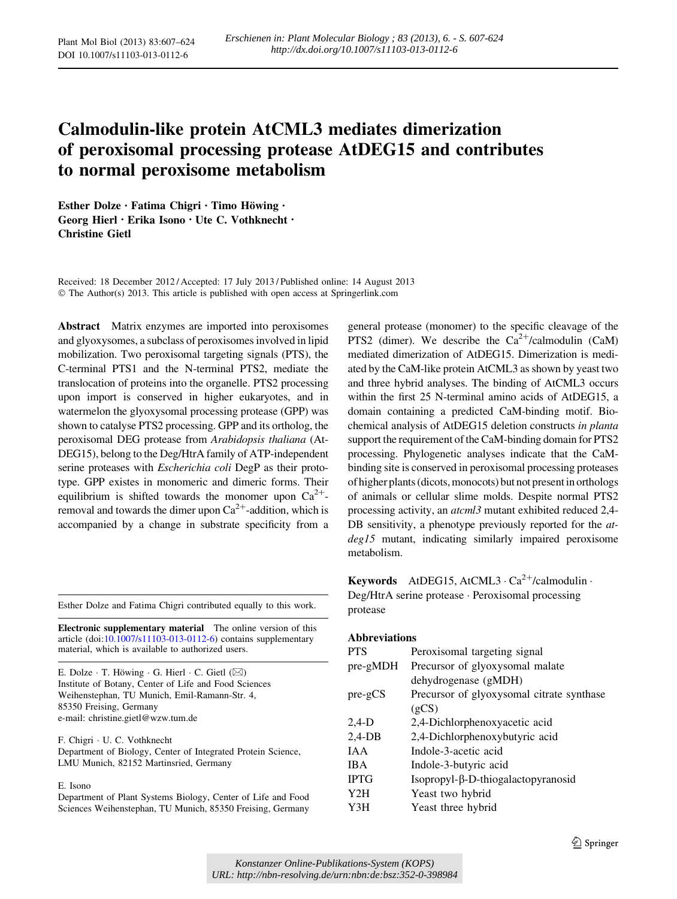Erschienen in: Plant Molecular Biology ; 83 (2013), 6. - S. 607-624
http://dx.doi.org/10.1007/s11103-013-0112-6

# Calmodulin-like protein AtCML3 mediates dimerization of peroxisomal processing protease AtDEG15 and contributes to normal peroxisome metabolism

**Esther Dolze · Fatima Chigri · Timo Höwing · Georg Hierl · Erika Isono · Ute C. Vothknecht · Christine Gietl**

Received: 18 December 2012 / Accepted: 17 July 2013 / Published online: 14 August 2013
© The Author(s) 2013. This article is published with open access at Springerlink.com

**Abstract** Matrix enzymes are imported into peroxisomes and glyoxysomes, a subclass of peroxisomes involved in lipid mobilization. Two peroxisomal targeting signals (PTS), the C-terminal PTS1 and the N-terminal PTS2, mediate the translocation of proteins into the organelle. PTS2 processing upon import is conserved in higher eukaryotes, and in watermelon the glyoxysomal processing protease (GPP) was shown to catalyse PTS2 processing. GPP and its ortholog, the peroxisomal DEG protease from *Arabidopsis thaliana* (AtDEG15), belong to the Deg/HtrA family of ATP-independent serine proteases with *Escherichia coli* DegP as their prototype. GPP existes in monomeric and dimeric forms. Their equilibrium is shifted towards the monomer upon $Ca^{2+}$-removal and towards the dimer upon $Ca^{2+}$-addition, which is accompanied by a change in substrate specificity from a general protease (monomer) to the specific cleavage of the PTS2 (dimer). We describe the requirement of the $Ca^{2+}$/calmodulin (CaM) mediated dimerization of AtDEG15. Dimerization is mediated by the CaM-like protein AtCML3 as shown by yeast two and three hybrid analyses. The binding of AtCML3 occurs within the first 25 N-terminal amino acids of AtDEG15, a domain containing a predicted CaM-binding motif. Biochemical analysis of AtDEG15 deletion constructs *in planta* support the requirement of the CaM-binding domain for PTS2 processing. Phylogenetic analyses indicate that the CaM-binding site is conserved in peroxisomal processing proteases of higher plants (dicots, monocots) but not present in orthologs of animals or cellular slime molds. Despite normal PTS2 processing activity, an *atcml3* mutant exhibited reduced 2,4-DB sensitivity, a phenotype previously reported for the *atdeg15* mutant, indicating similarly impaired peroxisome metabolism.

**Keywords** AtDEG15, AtCML3 · $Ca^{2+}$/calmodulin · Deg/HtrA serine protease · Peroxisomal processing protease

## Abbreviations

| | |
|---|---|
| PTS | Peroxisomal targeting signal |
| pre-gMDH | Precursor of glyoxysomal malate dehydrogenase (gMDH) |
| pre-gCS | Precursor of glyoxysomal citrate synthase (gCS) |
| 2,4-D | 2,4-Dichlorphenoxyacetic acid |
| 2,4-DB | 2,4-Dichlorphenoxybutyric acid |
| IAA | Indole-3-acetic acid |
| IBA | Indole-3-butyric acid |
| IPTG | Isopropyl-β-D-thiogalactopyranosid |
| Y2H | Yeast two hybrid |
| Y3H | Yeast three hybrid |

Esther Dolze and Fatima Chigri contributed equally to this work.

**Electronic supplementary material** The online version of this article (doi:10.1007/s11103-013-0112-6) contains supplementary material, which is available to authorized users.

E. Dolze · T. Höwing · G. Hierl · C. Gietl (✉)
Institute of Botany, Center of Life and Food Sciences Weihenstephan, TU Munich, Emil-Ramann-Str. 4, 85350 Freising, Germany
e-mail: christine.gietl@wzw.tum.de

F. Chigri · U. C. Vothknecht
Department of Biology, Center of Integrated Protein Science, LMU Munich, 82152 Martinsried, Germany

E. Isono
Department of Plant Systems Biology, Center of Life and Food Sciences Weihenstephan, TU Munich, 85350 Freising, Germany

Konstanzer Online-Publikations-System (KOPS)
URL: http://nbn-resolving.de/urn:nbn:de:bsz:352-0-398984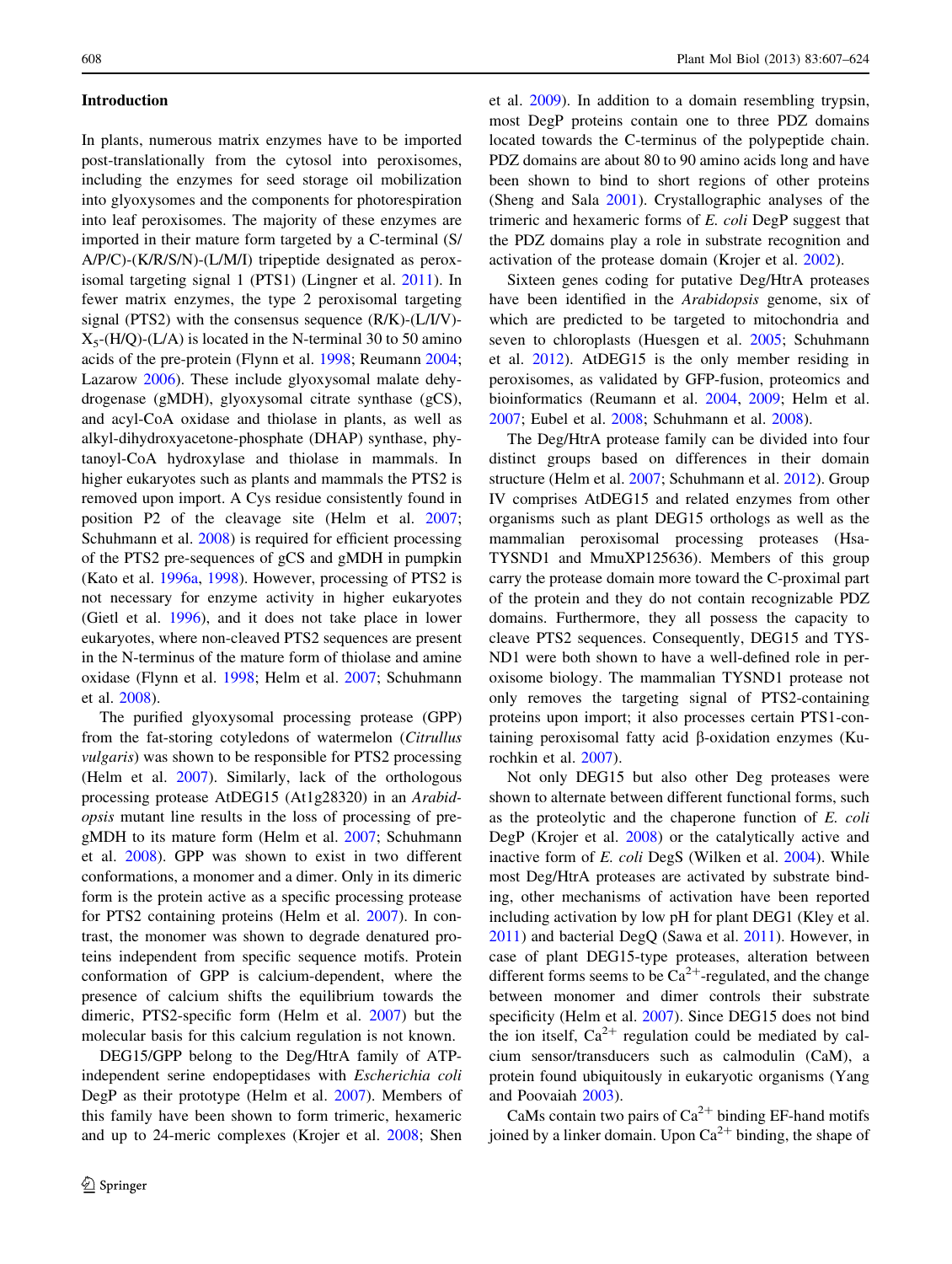## Introduction

In plants, numerous matrix enzymes have to be imported post-translationally from the cytosol into peroxisomes, including the enzymes for seed storage oil mobilization into glyoxysomes and the components for photorespiration into leaf peroxisomes. The majority of these enzymes are imported in their mature form targeted by a C-terminal (S/A/P/C)-(K/R/S/N)-(L/M/I) tripeptide designated as peroxisomal targeting signal 1 (PTS1) (Lingner et al. 2011). In fewer matrix enzymes, the type 2 peroxisomal targeting signal (PTS2) with the consensus sequence (R/K)-(L/I/V)-$X_5$-(H/Q)-(L/A) is located in the N-terminal 30 to 50 amino acids of the pre-protein (Flynn et al. 1998; Reumann 2004; Lazarow 2006). These include glyoxysomal malate dehydrogenase (gMDH), glyoxysomal citrate synthase (gCS), and acyl-CoA oxidase and thiolase in plants, as well as alkyl-dihydroxyacetone-phosphate (DHAP) synthase, phytanoyl-CoA hydroxylase and thiolase in mammals. In higher eukaryotes such as plants and mammals the PTS2 is removed upon import. A Cys residue consistently found in position P2 of the cleavage site (Helm et al. 2007; Schuhmann et al. 2008) is required for efficient processing of the PTS2 pre-sequences of gCS and gMDH in pumpkin (Kato et al. 1996a, 1998). However, processing of PTS2 is not necessary for enzyme activity in higher eukaryotes (Gietl et al. 1996), and it does not take place in lower eukaryotes, where non-cleaved PTS2 sequences are present in the N-terminus of the mature form of thiolase and amine oxidase (Flynn et al. 1998; Helm et al. 2007; Schuhmann et al. 2008).

The purified glyoxysomal processing protease (GPP) from the fat-storing cotyledons of watermelon (*Citrullus vulgaris*) was shown to be responsible for PTS2 processing (Helm et al. 2007). Similarly, lack of the orthologous processing protease AtDEG15 (At1g28320) in an *Arabidopsis* mutant line results in the loss of processing of pre-gMDH to its mature form (Helm et al. 2007; Schuhmann et al. 2008). GPP was shown to exist in two different conformations, a monomer and a dimer. Only in its dimeric form is the protein active as a specific processing protease for PTS2 containing proteins (Helm et al. 2007). In contrast, the monomer was shown to degrade denatured proteins independent from specific sequence motifs. Protein conformation of GPP is calcium-dependent, where the presence of calcium shifts the equilibrium towards the dimeric, PTS2-specific form (Helm et al. 2007) but the molecular basis for this calcium regulation is not known.

DEG15/GPP belong to the Deg/HtrA family of ATP-independent serine endopeptidases with *Escherichia coli* DegP as their prototype (Helm et al. 2007). Members of this family have been shown to form trimeric, hexameric and up to 24-meric complexes (Krojer et al. 2008; Shen et al. 2009). In addition to a domain resembling trypsin, most DegP proteins contain one to three PDZ domains located towards the C-terminus of the polypeptide chain. PDZ domains are about 80 to 90 amino acids long and have been shown to bind to short regions of other proteins (Sheng and Sala 2001). Crystallographic analyses of the trimeric and hexameric forms of *E. coli* DegP suggest that the PDZ domains play a role in substrate recognition and activation of the protease domain (Krojer et al. 2002).

Sixteen genes coding for putative Deg/HtrA proteases have been identified in the *Arabidopsis* genome, six of which are predicted to be targeted to mitochondria and seven to chloroplasts (Huesgen et al. 2005; Schuhmann et al. 2012). AtDEG15 is the only member residing in peroxisomes, as validated by GFP-fusion, proteomics and bioinformatics (Reumann et al. 2004, 2009; Helm et al. 2007; Eubel et al. 2008; Schuhmann et al. 2008).

The Deg/HtrA protease family can be divided into four distinct groups based on differences in their domain structure (Helm et al. 2007; Schuhmann et al. 2012). Group IV comprises AtDEG15 and related enzymes from other organisms such as plant DEG15 orthologs as well as the mammalian peroxisomal processing proteases (HsaTYSND1 and MmuXP125636). Members of this group carry the protease domain more toward the C-proximal part of the protein and they do not contain recognizable PDZ domains. Furthermore, they all possess the capacity to cleave PTS2 sequences. Consequently, DEG15 and TYSND1 were both shown to have a well-defined role in peroxisome biology. The mammalian TYSND1 protease not only removes the targeting signal of PTS2-containing proteins upon import; it also processes certain PTS1-containing peroxisomal fatty acid β-oxidation enzymes (Kurochkin et al. 2007).

Not only DEG15 but also other Deg proteases were shown to alternate between different functional forms, such as the proteolytic and the chaperone function of *E. coli* DegP (Krojer et al. 2008) or the catalytically active and inactive form of *E. coli* DegS (Wilken et al. 2004). While most Deg/HtrA proteases are activated by substrate binding, other mechanisms of activation have been reported including activation by low pH for plant DEG1 (Kley et al. 2011) and bacterial DegQ (Sawa et al. 2011). However, in case of plant DEG15-type proteases, alteration between different forms seems to be $Ca^{2+}$-regulated, and the change between monomer and dimer controls their substrate specificity (Helm et al. 2007). Since DEG15 does not bind the ion itself, $Ca^{2+}$ regulation could be mediated by calcium sensor/transducers such as calmodulin (CaM), a protein found ubiquitously in eukaryotic organisms (Yang and Poovaiah 2003).

CaMs contain two pairs of $Ca^{2+}$ binding EF-hand motifs joined by a linker domain. Upon $Ca^{2+}$ binding, the shape of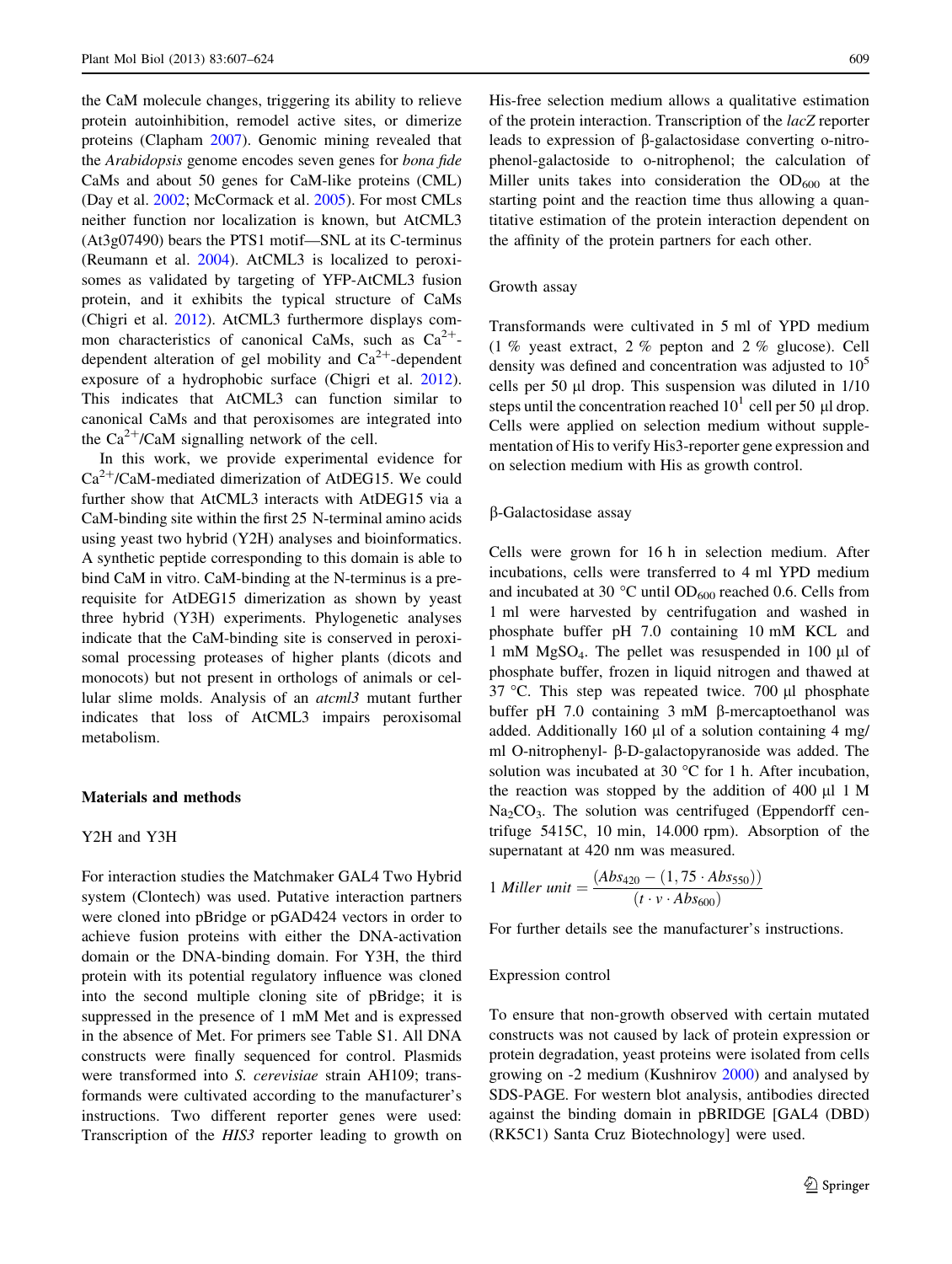the CaM molecule changes, triggering its ability to relieve protein autoinhibition, remodel active sites, or dimerize proteins (Clapham 2007). Genomic mining revealed that the *Arabidopsis* genome encodes seven genes for *bona fide* CaMs and about 50 genes for CaM-like proteins (CML) (Day et al. 2002; McCormack et al. 2005). For most CMLs neither function nor localization is known, but AtCML3 (At3g07490) bears the PTS1 motif—SNL at its C-terminus (Reumann et al. 2004). AtCML3 is localized to peroxisomes as validated by targeting of YFP-AtCML3 fusion protein, and it exhibits the typical structure of CaMs (Chigri et al. 2012). AtCML3 furthermore displays common characteristics of canonical CaMs, such as $Ca^{2+}$-dependent alteration of gel mobility and $Ca^{2+}$-dependent exposure of a hydrophobic surface (Chigri et al. 2012). This indicates that AtCML3 can function similar to canonical CaMs and that peroxisomes are integrated into the $Ca^{2+}$/CaM signalling network of the cell.

In this work, we provide experimental evidence for $Ca^{2+}$/CaM-mediated dimerization of AtDEG15. We could further show that AtCML3 interacts with AtDEG15 via a CaM-binding site within the first 25 N-terminal amino acids using yeast two hybrid (Y2H) analyses and bioinformatics. A synthetic peptide corresponding to this domain is able to bind CaM in vitro. CaM-binding at the N-terminus is a prerequisite for AtDEG15 dimerization as shown by yeast three hybrid (Y3H) experiments. Phylogenetic analyses indicate that the CaM-binding site is conserved in peroxisomal processing proteases of higher plants (dicots and monocots) but not present in orthologs of animals or cellular slime molds. Analysis of an *atcml3* mutant further indicates that loss of AtCML3 impairs peroxisomal metabolism.

## Materials and methods

### Y2H and Y3H

For interaction studies the Matchmaker GAL4 Two Hybrid system (Clontech) was used. Putative interaction partners were cloned into pBridge or pGAD424 vectors in order to achieve fusion proteins with either the DNA-activation domain or the DNA-binding domain. For Y3H, the third protein with its potential regulatory influence was cloned into the second multiple cloning site of pBridge; it is suppressed in the presence of 1 mM Met and is expressed in the absence of Met. For primers see Table S1. All DNA constructs were finally sequenced for control. Plasmids were transformed into *S. cerevisiae* strain AH109; transformands were cultivated according to the manufacturer's instructions. Two different reporter genes were used: Transcription of the *HIS3* reporter leading to growth on His-free selection medium allows a qualitative estimation of the protein interaction. Transcription of the *lacZ* reporter leads to expression of β-galactosidase converting o-nitrophenol-galactoside to o-nitrophenol; the calculation of Miller units takes into consideration the $OD_{600}$ at the starting point and the reaction time thus allowing a quantitative estimation of the protein interaction dependent on the affinity of the protein partners for each other.

### Growth assay

Transformands were cultivated in 5 ml of YPD medium (1 % yeast extract, 2 % pepton and 2 % glucose). Cell density was defined and concentration was adjusted to $10^5$ cells per 50 µl drop. This suspension was diluted in 1/10 steps until the concentration reached $10^1$ cell per 50 µl drop. Cells were applied on selection medium without supplementation of His to verify His3-reporter gene expression and on selection medium with His as growth control.

### β-Galactosidase assay

Cells were grown for 16 h in selection medium. After incubations, cells were transferred to 4 ml YPD medium and incubated at 30 °C until $OD_{600}$ reached 0.6. Cells from 1 ml were harvested by centrifugation and washed in phosphate buffer pH 7.0 containing 10 mM KCL and 1 mM $MgSO_4$. The pellet was resuspended in 100 µl of phosphate buffer, frozen in liquid nitrogen and thawed at 37 °C. This step was repeated twice. 700 µl phosphate buffer pH 7.0 containing 3 mM β-mercaptoethanol was added. Additionally 160 µl of a solution containing 4 mg/ml O-nitrophenyl- β-D-galactopyranoside was added. The solution was incubated at 30 °C for 1 h. After incubation, the reaction was stopped by the addition of 400 µl 1 M $Na_2CO_3$. The solution was centrifuged (Eppendorff centrifuge 5415C, 10 min, 14.000 rpm). Absorption of the supernatant at 420 nm was measured.

$$1\ Miller\ unit = \frac{(Abs_{420} - (1,75 \cdot Abs_{550}))}{(t \cdot v \cdot Abs_{600})}$$

For further details see the manufacturer's instructions.

### Expression control

To ensure that non-growth observed with certain mutated constructs was not caused by lack of protein expression or protein degradation, yeast proteins were isolated from cells growing on -2 medium (Kushnirov 2000) and analysed by SDS-PAGE. For western blot analysis, antibodies directed against the binding domain in pBRIDGE [GAL4 (DBD) (RK5C1) Santa Cruz Biotechnology] were used.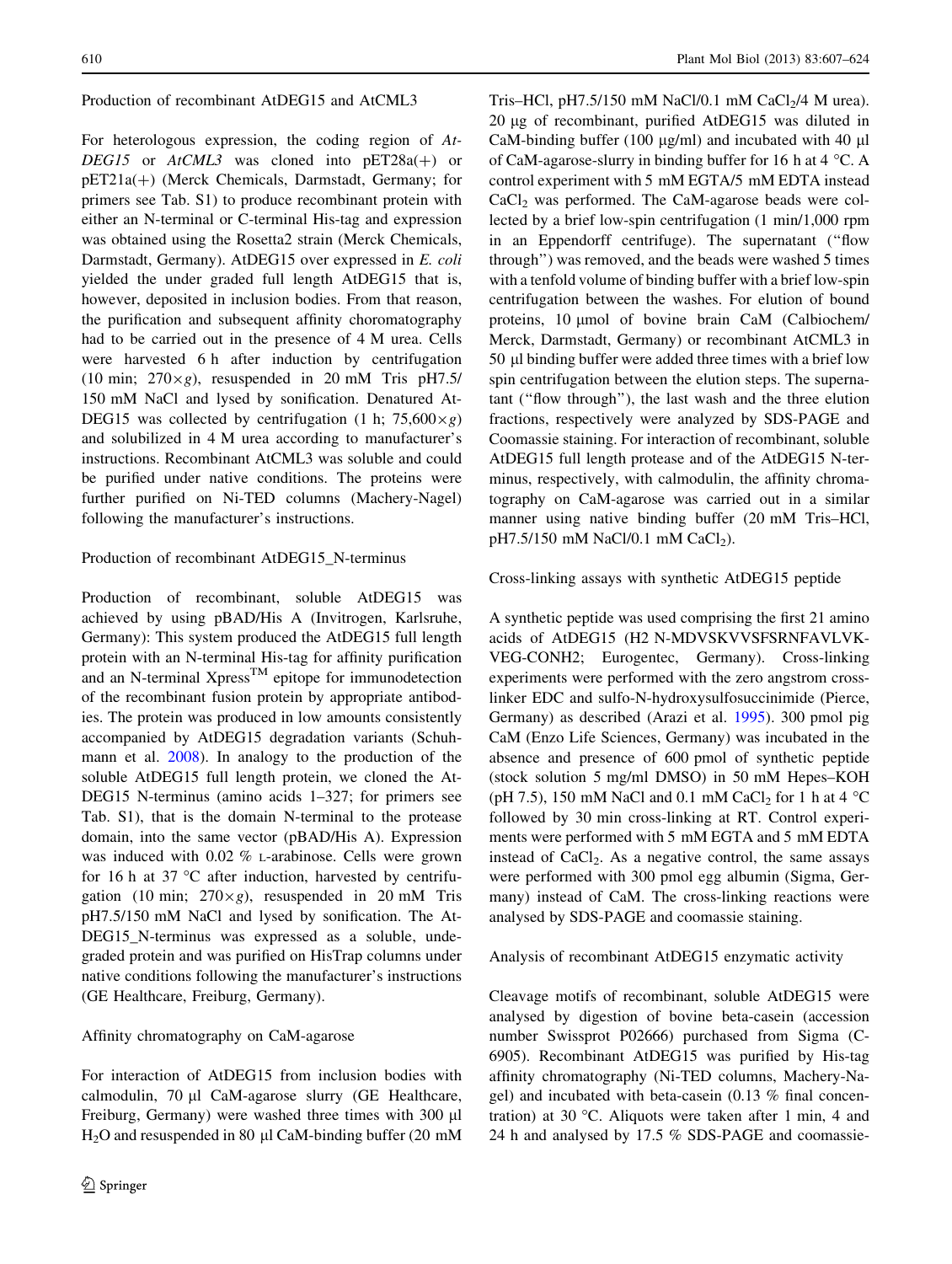### Production of recombinant AtDEG15 and AtCML3

For heterologous expression, the coding region of *AtDEG15* or *AtCML3* was cloned into pET28a(+) or pET21a(+) (Merck Chemicals, Darmstadt, Germany; for primers see Tab. S1) to produce recombinant protein with either an N-terminal or C-terminal His-tag and expression was obtained using the Rosetta2 strain (Merck Chemicals, Darmstadt, Germany). AtDEG15 over expressed in *E. coli* yielded the under graded full length AtDEG15 that is, however, deposited in inclusion bodies. From that reason, the purification and subsequent affinity choromatography had to be carried out in the presence of 4 M urea. Cells were harvested 6 h after induction by centrifugation (10 min; 270×*g*), resuspended in 20 mM Tris pH7.5/150 mM NaCl and lysed by sonification. Denatured AtDEG15 was collected by centrifugation (1 h; 75,600×*g*) and solubilized in 4 M urea according to manufacturer's instructions. Recombinant AtCML3 was soluble and could be purified under native conditions. The proteins were further purified on Ni-TED columns (Machery-Nagel) following the manufacturer's instructions.

### Production of recombinant AtDEG15_N-terminus

Production of recombinant, soluble AtDEG15 was achieved by using pBAD/His A (Invitrogen, Karlsruhe, Germany): This system produced the AtDEG15 full length protein with an N-terminal His-tag for affinity purification and an N-terminal Xpress™ epitope for immunodetection of the recombinant fusion protein by appropriate antibodies. The protein was produced in low amounts consistently accompanied by AtDEG15 degradation variants (Schuhmann et al. 2008). In analogy to the production of the soluble AtDEG15 full length protein, we cloned the AtDEG15 N-terminus (amino acids 1–327; for primers see Tab. S1), that is the domain N-terminal to the protease domain, into the same vector (pBAD/His A). Expression was induced with 0.02 % L-arabinose. Cells were grown for 16 h at 37 °C after induction, harvested by centrifugation (10 min; 270×*g*), resuspended in 20 mM Tris pH7.5/150 mM NaCl and lysed by sonification. The AtDEG15_N-terminus was expressed as a soluble, undegraded protein and was purified on HisTrap columns under native conditions following the manufacturer's instructions (GE Healthcare, Freiburg, Germany).

### Affinity chromatography on CaM-agarose

For interaction of AtDEG15 from inclusion bodies with calmodulin, 70 µl CaM-agarose slurry (GE Healthcare, Freiburg, Germany) were washed three times with 300 µl $H_2O$ and resuspended in 80 µl CaM-binding buffer (20 mM Tris–HCl, pH7.5/150 mM NaCl/0.1 mM $CaCl_2$/4 M urea). 20 µg of recombinant, purified AtDEG15 was diluted in CaM-binding buffer (100 µg/ml) and incubated with 40 µl of CaM-agarose-slurry in binding buffer for 16 h at 4 °C. A control experiment with 5 mM EGTA/5 mM EDTA instead $CaCl_2$ was performed. The CaM-agarose beads were collected by a brief low-spin centrifugation (1 min/1,000 rpm in an Eppendorff centrifuge). The supernatant ("flow through") was removed, and the beads were washed 5 times with a tenfold volume of binding buffer with a brief low-spin centrifugation between the washes. For elution of bound proteins, 10 µmol of bovine brain CaM (Calbiochem/Merck, Darmstadt, Germany) or recombinant AtCML3 in 50 µl binding buffer were added three times with a brief low spin centrifugation between the elution steps. The supernatant ("flow through"), the last wash and the three elution fractions, respectively were analyzed by SDS-PAGE and Coomassie staining. For interaction of recombinant, soluble AtDEG15 full length protease and of the AtDEG15 N-terminus, respectively, with calmodulin, the affinity chromatography on CaM-agarose was carried out in a similar manner using native binding buffer (20 mM Tris–HCl, pH7.5/150 mM NaCl/0.1 mM $CaCl_2$).

### Cross-linking assays with synthetic AtDEG15 peptide

A synthetic peptide was used comprising the first 21 amino acids of AtDEG15 (H2 N-MDVSKVVSFSRNFAVLVKVEG-CONH2; Eurogentec, Germany). Cross-linking experiments were performed with the zero angstrom cross-linker EDC and sulfo-N-hydroxysulfosuccinimide (Pierce, Germany) as described (Arazi et al. 1995). 300 pmol pig CaM (Enzo Life Sciences, Germany) was incubated in the absence and presence of 600 pmol of synthetic peptide (stock solution 5 mg/ml DMSO) in 50 mM Hepes–KOH (pH 7.5), 150 mM NaCl and 0.1 mM $CaCl_2$ for 1 h at 4 °C followed by 30 min cross-linking at RT. Control experiments were performed with 5 mM EGTA and 5 mM EDTA instead of $CaCl_2$. As a negative control, the same assays were performed with 300 pmol egg albumin (Sigma, Germany) instead of CaM. The cross-linking reactions were analysed by SDS-PAGE and coomassie staining.

### Analysis of recombinant AtDEG15 enzymatic activity

Cleavage motifs of recombinant, soluble AtDEG15 were analysed by digestion of bovine beta-casein (accession number Swissprot P02666) purchased from Sigma (C-6905). Recombinant AtDEG15 was purified by His-tag affinity chromatography (Ni-TED columns, Machery-Nagel) and incubated with beta-casein (0.13 % final concentration) at 30 °C. Aliquots were taken after 1 min, 4 and 24 h and analysed by 17.5 % SDS-PAGE and coomassie-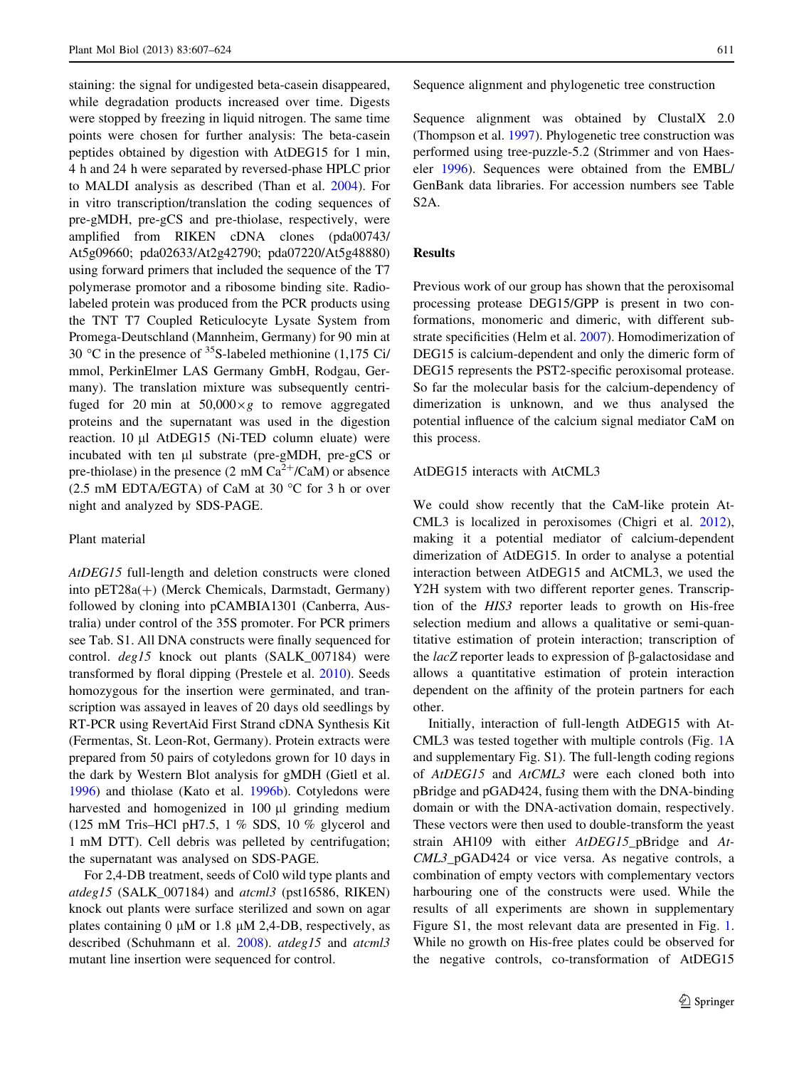staining: the signal for undigested beta-casein disappeared, while degradation products increased over time. Digests were stopped by freezing in liquid nitrogen. The same time points were chosen for further analysis: The beta-casein peptides obtained by digestion with AtDEG15 for 1 min, 4 h and 24 h were separated by reversed-phase HPLC prior to MALDI analysis as described (Than et al. 2004). For in vitro transcription/translation the coding sequences of pre-gMDH, pre-gCS and pre-thiolase, respectively, were amplified from RIKEN cDNA clones (pda00743/At5g09660; pda02633/At2g42790; pda07220/At5g48880) using forward primers that included the sequence of the T7 polymerase promotor and a ribosome binding site. Radiolabeled protein was produced from the PCR products using the TNT T7 Coupled Reticulocyte Lysate System from Promega-Deutschland (Mannheim, Germany) for 90 min at 30 °C in the presence of $^{35}$S-labeled methionine (1,175 Ci/mmol, PerkinElmer LAS Germany GmbH, Rodgau, Germany). The translation mixture was subsequently centrifuged for 20 min at $50{,}000\times g$ to remove aggregated proteins and the supernatant was used in the digestion reaction. 10 µl AtDEG15 (Ni-TED column eluate) were incubated with ten µl substrate (pre-gMDH, pre-gCS or pre-thiolase) in the presence (2 mM $Ca^{2+}$/CaM) or absence (2.5 mM EDTA/EGTA) of CaM at 30 °C for 3 h or over night and analyzed by SDS-PAGE.

### Plant material

*AtDEG15* full-length and deletion constructs were cloned into pET28a(+) (Merck Chemicals, Darmstadt, Germany) followed by cloning into pCAMBIA1301 (Canberra, Australia) under control of the 35S promoter. For PCR primers see Tab. S1. All DNA constructs were finally sequenced for control. *deg15* knock out plants (SALK_007184) were transformed by floral dipping (Prestele et al. 2010). Seeds homozygous for the insertion were germinated, and transcription was assayed in leaves of 20 days old seedlings by RT-PCR using RevertAid First Strand cDNA Synthesis Kit (Fermentas, St. Leon-Rot, Germany). Protein extracts were prepared from 50 pairs of cotyledons grown for 10 days in the dark by Western Blot analysis for gMDH (Gietl et al. 1996) and thiolase (Kato et al. 1996b). Cotyledons were harvested and homogenized in 100 µl grinding medium (125 mM Tris–HCl pH7.5, 1 % SDS, 10 % glycerol and 1 mM DTT). Cell debris was pelleted by centrifugation; the supernatant was analysed on SDS-PAGE.

For 2,4-DB treatment, seeds of Col0 wild type plants and *atdeg15* (SALK_007184) and *atcml3* (pst16586, RIKEN) knock out plants were surface sterilized and sown on agar plates containing 0 µM or 1.8 µM 2,4-DB, respectively, as described (Schuhmann et al. 2008). *atdeg15* and *atcml3* mutant line insertion were sequenced for control.

### Sequence alignment and phylogenetic tree construction

Sequence alignment was obtained by ClustalX 2.0 (Thompson et al. 1997). Phylogenetic tree construction was performed using tree-puzzle-5.2 (Strimmer and von Haeseler 1996). Sequences were obtained from the EMBL/GenBank data libraries. For accession numbers see Table S2A.

## Results

Previous work of our group has shown that the peroxisomal processing protease DEG15/GPP is present in two conformations, monomeric and dimeric, with different substrate specificities (Helm et al. 2007). Homodimerization of DEG15 is calcium-dependent and only the dimeric form of DEG15 represents the PST2-specific peroxisomal protease. So far the molecular basis for the calcium-dependency of dimerization is unknown, and we thus analysed the potential influence of the calcium signal mediator CaM on this process.

### AtDEG15 interacts with AtCML3

We could show recently that the CaM-like protein AtCML3 is localized in peroxisomes (Chigri et al. 2012), making it a potential mediator of calcium-dependent dimerization of AtDEG15. In order to analyse a potential interaction between AtDEG15 and AtCML3, we used the Y2H system with two different reporter genes. Transcription of the *HIS3* reporter leads to growth on His-free selection medium and allows a qualitative or semi-quantitative estimation of protein interaction; transcription of the *lacZ* reporter leads to expression of β-galactosidase and allows a quantitative estimation of protein interaction dependent on the affinity of the protein partners for each other.

Initially, interaction of full-length AtDEG15 with AtCML3 was tested together with multiple controls (Fig. 1A and supplementary Fig. S1). The full-length coding regions of *AtDEG15* and *AtCML3* were each cloned both into pBridge and pGAD424, fusing them with the DNA-binding domain or with the DNA-activation domain, respectively. These vectors were then used to double-transform the yeast strain AH109 with either *AtDEG15*_pBridge and *AtCML3*_pGAD424 or vice versa. As negative controls, a combination of empty vectors with complementary vectors harbouring one of the constructs were used. While the results of all experiments are shown in supplementary Figure S1, the most relevant data are presented in Fig. 1. While no growth on His-free plates could be observed for the negative controls, co-transformation of AtDEG15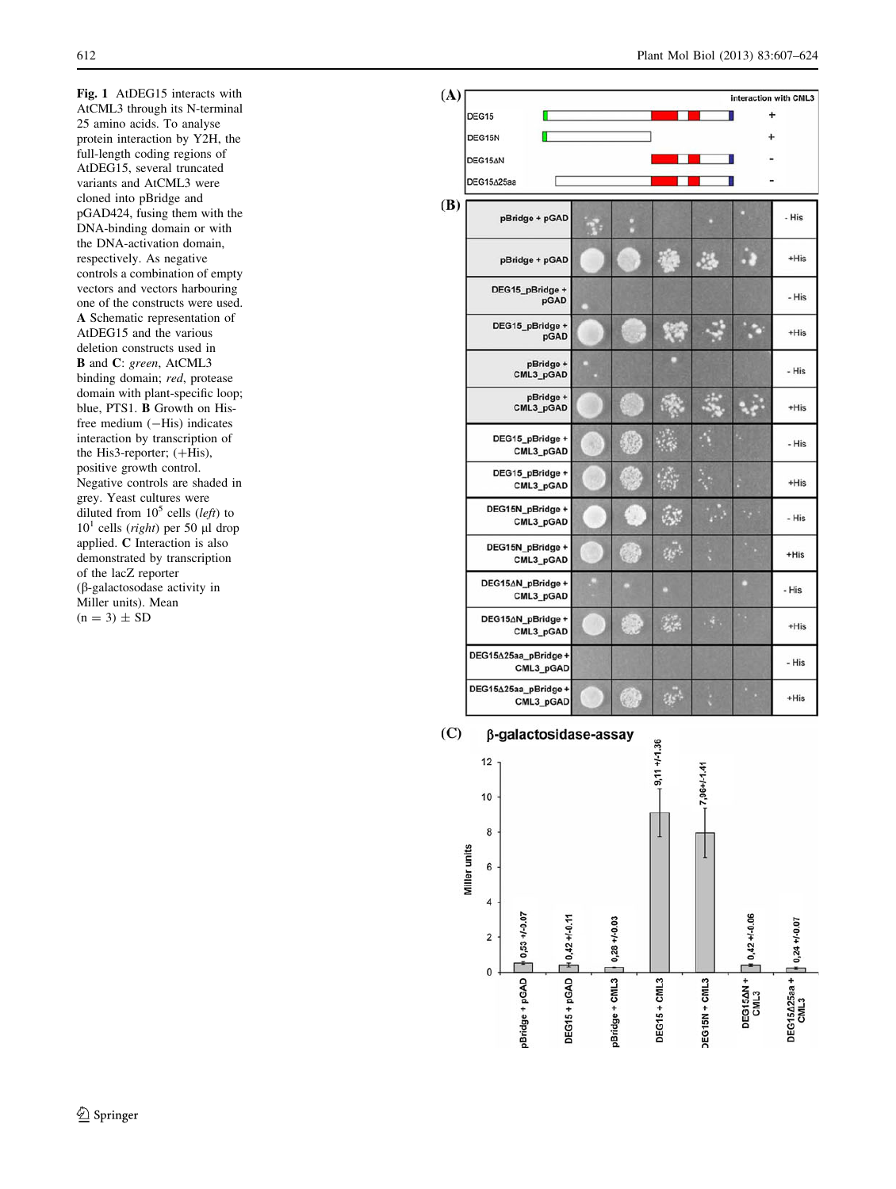**Fig. 1** AtDEG15 interacts with AtCML3 through its N-terminal 25 amino acids. To analyse protein interaction by Y2H, the full-length coding regions of AtDEG15, several truncated variants and AtCML3 were cloned into pBridge and pGAD424, fusing them with the DNA-binding domain or with the DNA-activation domain, respectively. As negative controls a combination of empty vectors and vectors harbouring one of the constructs were used. **A** Schematic representation of AtDEG15 and the various deletion constructs used in **B** and **C**: *green*, AtCML3 binding domain; *red*, protease domain with plant-specific loop; blue, PTS1. **B** Growth on His-free medium (−His) indicates interaction by transcription of the His3-reporter; (+His), positive growth control. Negative controls are shaded in grey. Yeast cultures were diluted from $10^5$ cells (*left*) to $10^1$ cells (*right*) per 50 µl drop applied. **C** Interaction is also demonstrated by transcription of the lacZ reporter (β-galactosodase activity in Miller units). Mean (n = 3) ± SD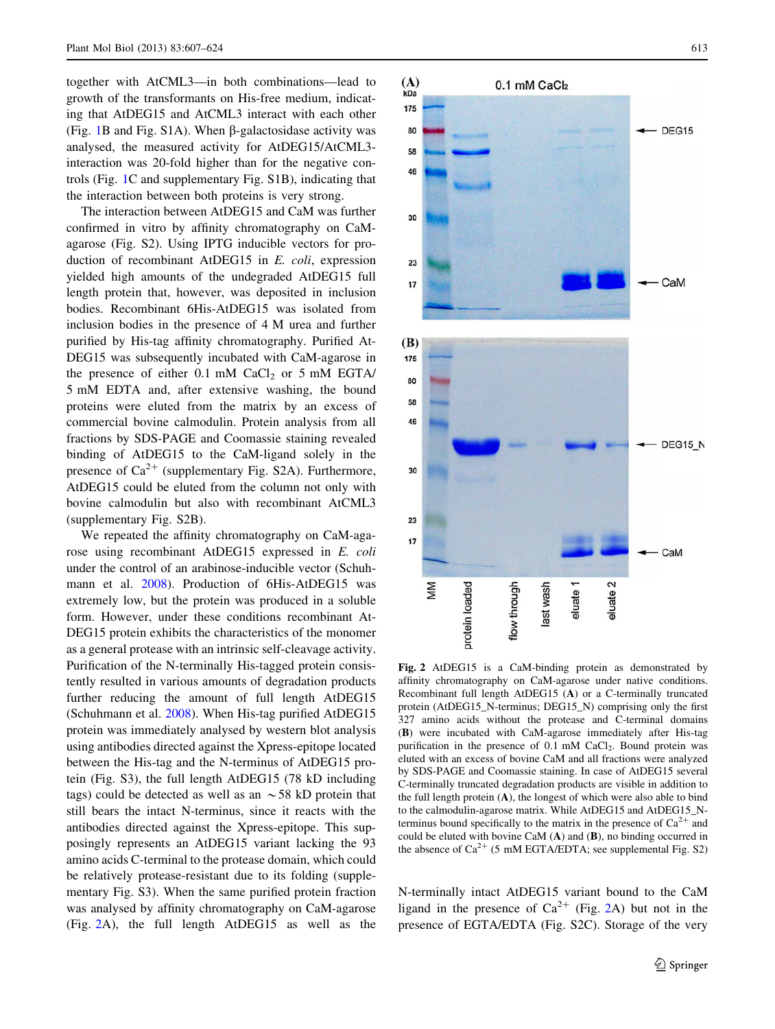together with AtCML3—in both combinations—lead to growth of the transformants on His-free medium, indicating that AtDEG15 and AtCML3 interact with each other (Fig. 1B and Fig. S1A). When β-galactosidase activity was analysed, the measured activity for AtDEG15/AtCML3-interaction was 20-fold higher than for the negative controls (Fig. 1C and supplementary Fig. S1B), indicating that the interaction between both proteins is very strong.

The interaction between AtDEG15 and CaM was further confirmed in vitro by affinity chromatography on CaM-agarose (Fig. S2). Using IPTG inducible vectors for production of recombinant AtDEG15 in *E. coli*, expression yielded high amounts of the undegraded AtDEG15 full length protein that, however, was deposited in inclusion bodies. Recombinant 6His-AtDEG15 was isolated from inclusion bodies in the presence of 4 M urea and further purified by His-tag affinity chromatography. Purified AtDEG15 was subsequently incubated with CaM-agarose in the presence of either 0.1 mM $CaCl_2$ or 5 mM EGTA/5 mM EDTA and, after extensive washing, the bound proteins were eluted from the matrix by an excess of commercial bovine calmodulin. Protein analysis from all fractions by SDS-PAGE and Coomassie staining revealed binding of AtDEG15 to the CaM-ligand solely in the presence of $Ca^{2+}$ (supplementary Fig. S2A). Furthermore, AtDEG15 could be eluted from the column not only with bovine calmodulin but also with recombinant AtCML3 (supplementary Fig. S2B).

We repeated the affinity chromatography on CaM-agarose using recombinant AtDEG15 expressed in *E. coli* under the control of an arabinose-inducible vector (Schuhmann et al. 2008). Production of 6His-AtDEG15 was extremely low, but the protein was produced in a soluble form. However, under these conditions recombinant AtDEG15 protein exhibits the characteristics of the monomer as a general protease with an intrinsic self-cleavage activity. Purification of the N-terminally His-tagged protein consistently resulted in various amounts of degradation products further reducing the amount of full length AtDEG15 (Schuhmann et al. 2008). When His-tag purified AtDEG15 protein was immediately analysed by western blot analysis using antibodies directed against the Xpress-epitope located between the His-tag and the N-terminus of AtDEG15 protein (Fig. S3), the full length AtDEG15 (78 kD including tags) could be detected as well as an ~58 kD protein that still bears the intact N-terminus, since it reacts with the antibodies directed against the Xpress-epitope. This supposingly represents an AtDEG15 variant lacking the 93 amino acids C-terminal to the protease domain, which could be relatively protease-resistant due to its folding (supplementary Fig. S3). When the same purified protein fraction was analysed by affinity chromatography on CaM-agarose (Fig. 2A), the full length AtDEG15 as well as the N-terminally intact AtDEG15 variant bound to the CaM ligand in the presence of $Ca^{2+}$ (Fig. 2A) but not in the presence of EGTA/EDTA (Fig. S2C). Storage of the very

**Fig. 2** AtDEG15 is a CaM-binding protein as demonstrated by affinity chromatography on CaM-agarose under native conditions. Recombinant full length AtDEG15 (**A**) or a C-terminally truncated protein (AtDEG15_N-terminus; DEG15_N) comprising only the first 327 amino acids without the protease and C-terminal domains (**B**) were incubated with CaM-agarose immediately after His-tag purification in the presence of 0.1 mM $CaCl_2$. Bound protein was eluted with an excess of bovine CaM and all fractions were analyzed by SDS-PAGE and Coomassie staining. In case of AtDEG15 several C-terminally truncated degradation products are visible in addition to the full length protein (**A**), the longest of which were also able to bind to the calmodulin-agarose matrix. While AtDEG15 and AtDEG15_N-terminus bound specifically to the matrix in the presence of $Ca^{2+}$ and could be eluted with bovine CaM (**A**) and (**B**), no binding occurred in the absence of $Ca^{2+}$ (5 mM EGTA/EDTA; see supplemental Fig. S2)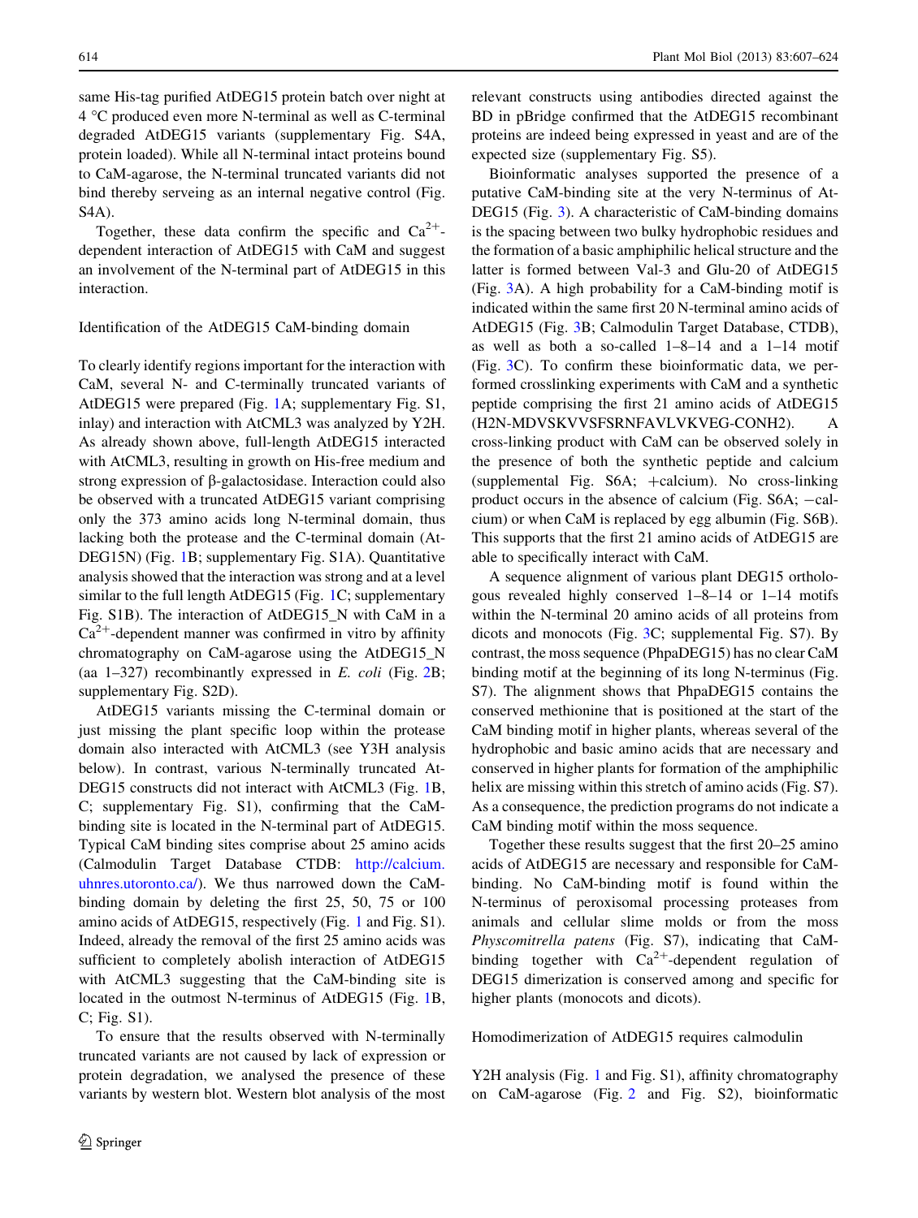same His-tag purified AtDEG15 protein batch over night at 4 °C produced even more N-terminal as well as C-terminal degraded AtDEG15 variants (supplementary Fig. S4A, protein loaded). While all N-terminal intact proteins bound to CaM-agarose, the N-terminal truncated variants did not bind thereby serveing as an internal negative control (Fig. S4A).

Together, these data confirm the specific and $Ca^{2+}$-dependent interaction of AtDEG15 with CaM and suggest an involvement of the N-terminal part of AtDEG15 in this interaction.

### Identification of the AtDEG15 CaM-binding domain

To clearly identify regions important for the interaction with CaM, several N- and C-terminally truncated variants of AtDEG15 were prepared (Fig. 1A; supplementary Fig. S1, inlay) and interaction with AtCML3 was analyzed by Y2H. As already shown above, full-length AtDEG15 interacted with AtCML3, resulting in growth on His-free medium and strong expression of β-galactosidase. Interaction could also be observed with a truncated AtDEG15 variant comprising only the 373 amino acids long N-terminal domain, thus lacking both the protease and the C-terminal domain (AtDEG15N) (Fig. 1B; supplementary Fig. S1A). Quantitative analysis showed that the interaction was strong and at a level similar to the full length AtDEG15 (Fig. 1C; supplementary Fig. S1B). The interaction of AtDEG15_N with CaM in a $Ca^{2+}$-dependent manner was confirmed in vitro by affinity chromatography on CaM-agarose using the AtDEG15_N (aa 1–327) recombinantly expressed in *E. coli* (Fig. 2B; supplementary Fig. S2D).

AtDEG15 variants missing the C-terminal domain or just missing the plant specific loop within the protease domain also interacted with AtCML3 (see Y3H analysis below). In contrast, various N-terminally truncated AtDEG15 constructs did not interact with AtCML3 (Fig. 1B, C; supplementary Fig. S1), confirming that the CaM-binding site is located in the N-terminal part of AtDEG15. Typical CaM binding sites comprise about 25 amino acids (Calmodulin Target Database CTDB: http://calcium.uhnres.utoronto.ca/). We thus narrowed down the CaM-binding domain by deleting the first 25, 50, 75 or 100 amino acids of AtDEG15, respectively (Fig. 1 and Fig. S1). Indeed, already the removal of the first 25 amino acids was sufficient to completely abolish interaction of AtDEG15 with AtCML3 suggesting that the CaM-binding site is located in the outmost N-terminus of AtDEG15 (Fig. 1B, C; Fig. S1).

To ensure that the results observed with N-terminally truncated variants are not caused by lack of expression or protein degradation, we analysed the presence of these variants by western blot. Western blot analysis of the most relevant constructs using antibodies directed against the BD in pBridge confirmed that the AtDEG15 recombinant proteins are indeed being expressed in yeast and are of the expected size (supplementary Fig. S5).

Bioinformatic analyses supported the presence of a putative CaM-binding site at the very N-terminus of AtDEG15 (Fig. 3). A characteristic of CaM-binding domains is the spacing between two bulky hydrophobic residues and the formation of a basic amphiphilic helical structure and the latter is formed between Val-3 and Glu-20 of AtDEG15 (Fig. 3A). A high probability for a CaM-binding motif is indicated within the same first 20 N-terminal amino acids of AtDEG15 (Fig. 3B; Calmodulin Target Database, CTDB), as well as both a so-called 1–8–14 and a 1–14 motif (Fig. 3C). To confirm these bioinformatic data, we performed crosslinking experiments with CaM and a synthetic peptide comprising the first 21 amino acids of AtDEG15 (H2N-MDVSKVVSFSRNFAVLVKVEG-CONH2). A cross-linking product with CaM can be observed solely in the presence of both the synthetic peptide and calcium (supplemental Fig. S6A; +calcium). No cross-linking product occurs in the absence of calcium (Fig. S6A; −calcium) or when CaM is replaced by egg albumin (Fig. S6B). This supports that the first 21 amino acids of AtDEG15 are able to specifically interact with CaM.

A sequence alignment of various plant DEG15 orthologous revealed highly conserved 1–8–14 or 1–14 motifs within the N-terminal 20 amino acids of all proteins from dicots and monocots (Fig. 3C; supplemental Fig. S7). By contrast, the moss sequence (PhpaDEG15) has no clear CaM binding motif at the beginning of its long N-terminus (Fig. S7). The alignment shows that PhpaDEG15 contains the conserved methionine that is positioned at the start of the CaM binding motif in higher plants, whereas several of the hydrophobic and basic amino acids that are necessary and conserved in higher plants for formation of the amphiphilic helix are missing within this stretch of amino acids (Fig. S7). As a consequence, the prediction programs do not indicate a CaM binding motif within the moss sequence.

Together these results suggest that the first 20–25 amino acids of AtDEG15 are necessary and responsible for CaM-binding. No CaM-binding motif is found within the N-terminus of peroxisomal processing proteases from animals and cellular slime molds or from the moss *Physcomitrella patens* (Fig. S7), indicating that CaM-binding together with $Ca^{2+}$-dependent regulation of DEG15 dimerization is conserved among and specific for higher plants (monocots and dicots).

### Homodimerization of AtDEG15 requires calmodulin

Y2H analysis (Fig. 1 and Fig. S1), affinity chromatography on CaM-agarose (Fig. 2 and Fig. S2), bioinformatic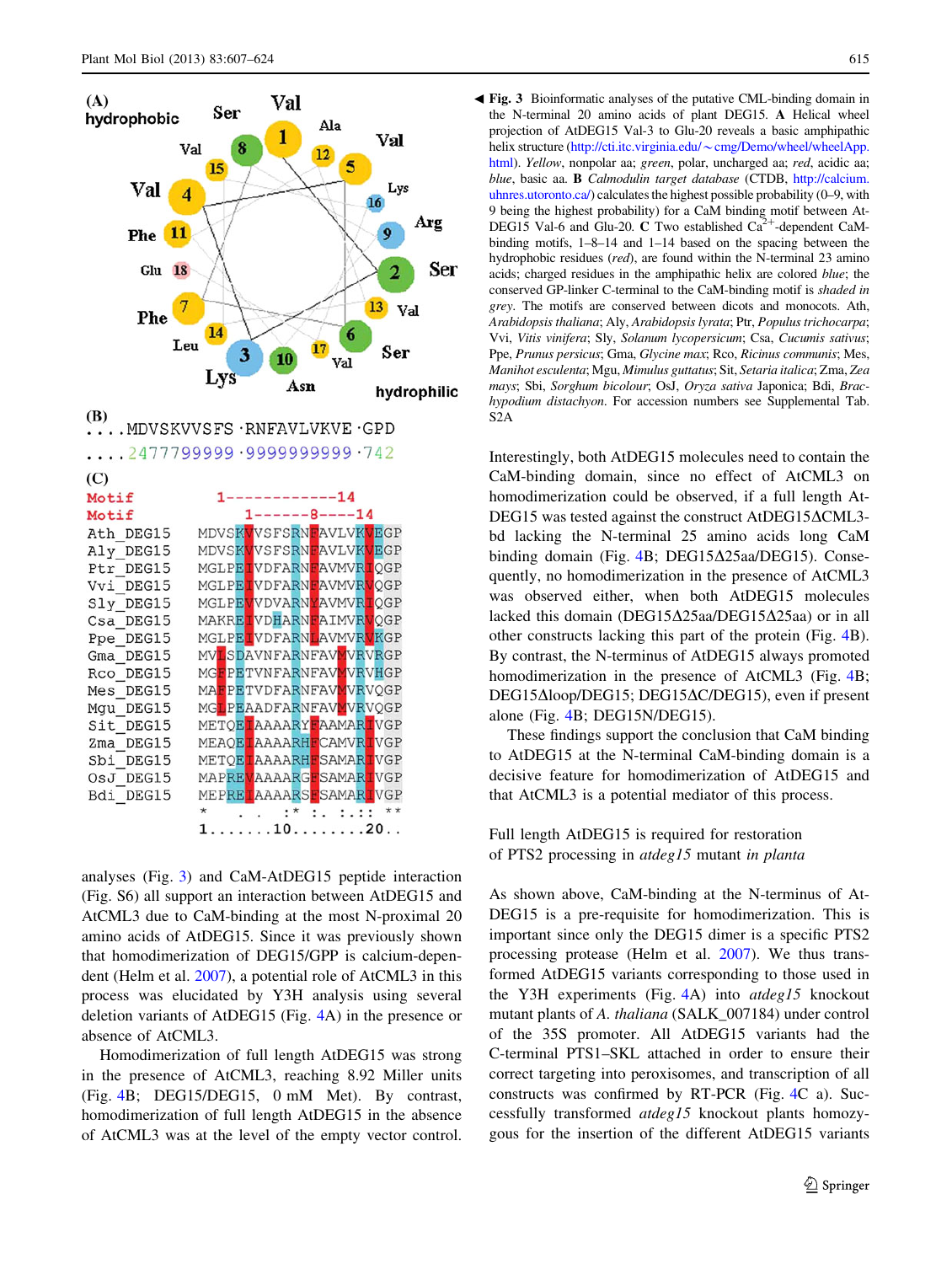**Fig. 3** Bioinformatic analyses of the putative CML-binding domain in the N-terminal 20 amino acids of plant DEG15. **A** Helical wheel projection of AtDEG15 Val-3 to Glu-20 reveals a basic amphipathic helix structure (http://cti.itc.virginia.edu/~cmg/Demo/wheel/wheelApp.html). *Yellow*, nonpolar aa; *green*, polar, uncharged aa; *red*, acidic aa; *blue*, basic aa. **B** *Calmodulin target database* (CTDB, http://calcium.uhnres.utoronto.ca/) calculates the highest possible probability (0–9, with 9 being the highest probability) for a CaM binding motif between AtDEG15 Val-6 and Glu-20. **C** Two established $Ca^{2+}$-dependent CaM-binding motifs, 1–8–14 and 1–14 based on the spacing between the hydrophobic residues (*red*), are found within the N-terminal 23 amino acids; charged residues in the amphipathic helix are colored *blue*; the conserved GP-linker C-terminal to the CaM-binding motif is *shaded in grey*. The motifs are conserved between dicots and monocots. Ath, *Arabidopsis thaliana*; Aly, *Arabidopsis lyrata*; Ptr, *Populus trichocarpa*; Vvi, *Vitis vinifera*; Sly, *Solanum lycopersicum*; Csa, *Cucumis sativus*; Ppe, *Prunus persicus*; Gma, *Glycine max*; Rco, *Ricinus communis*; Mes, *Manihot esculenta*; Mgu, *Mimulus guttatus*; Sit, *Setaria italica*; Zma, *Zea mays*; Sbi, *Sorghum bicolour*; OsJ, *Oryza sativa* Japonica; Bdi, *Brachypodium distachyon*. For accession numbers see Supplemental Tab. S2A

analyses (Fig. 3) and CaM-AtDEG15 peptide interaction (Fig. S6) all support an interaction between AtDEG15 and AtCML3 due to CaM-binding at the most N-proximal 20 amino acids of AtDEG15. Since it was previously shown that homodimerization of DEG15/GPP is calcium-dependent (Helm et al. 2007), a potential role of AtCML3 in this process was elucidated by Y3H analysis using several deletion variants of AtDEG15 (Fig. 4A) in the presence or absence of AtCML3.

Homodimerization of full length AtDEG15 was strong in the presence of AtCML3, reaching 8.92 Miller units (Fig. 4B; DEG15/DEG15, 0 mM Met). By contrast, homodimerization of full length AtDEG15 in the absence of AtCML3 was at the level of the empty vector control. Interestingly, both AtDEG15 molecules need to contain the CaM-binding domain, since no effect of AtCML3 on homodimerization could be observed, if a full length AtDEG15 was tested against the construct AtDEG15ΔCML3-bd lacking the N-terminal 25 amino acids long CaM binding domain (Fig. 4B; DEG15Δ25aa/DEG15). Consequently, no homodimerization in the presence of AtCML3 was observed either, when both AtDEG15 molecules lacked this domain (DEG15Δ25aa/DEG15Δ25aa) or in all other constructs lacking this part of the protein (Fig. 4B). By contrast, the N-terminus of AtDEG15 always promoted homodimerization in the presence of AtCML3 (Fig. 4B; DEG15Δloop/DEG15; DEG15ΔC/DEG15), even if present alone (Fig. 4B; DEG15N/DEG15).

These findings support the conclusion that CaM binding to AtDEG15 at the N-terminal CaM-binding domain is a decisive feature for homodimerization of AtDEG15 and that AtCML3 is a potential mediator of this process.

## Full length AtDEG15 is required for restoration of PTS2 processing in *atdeg15* mutant *in planta*

As shown above, CaM-binding at the N-terminus of AtDEG15 is a pre-requisite for homodimerization. This is important since only the DEG15 dimer is a specific PTS2 processing protease (Helm et al. 2007). We thus transformed AtDEG15 variants corresponding to those used in the Y3H experiments (Fig. 4A) into *atdeg15* knockout mutant plants of *A. thaliana* (SALK_007184) under control of the 35S promoter. All AtDEG15 variants had the C-terminal PTS1–SKL attached in order to ensure their correct targeting into peroxisomes, and transcription of all constructs was confirmed by RT-PCR (Fig. 4C a). Successfully transformed *atdeg15* knockout plants homozygous for the insertion of the different AtDEG15 variants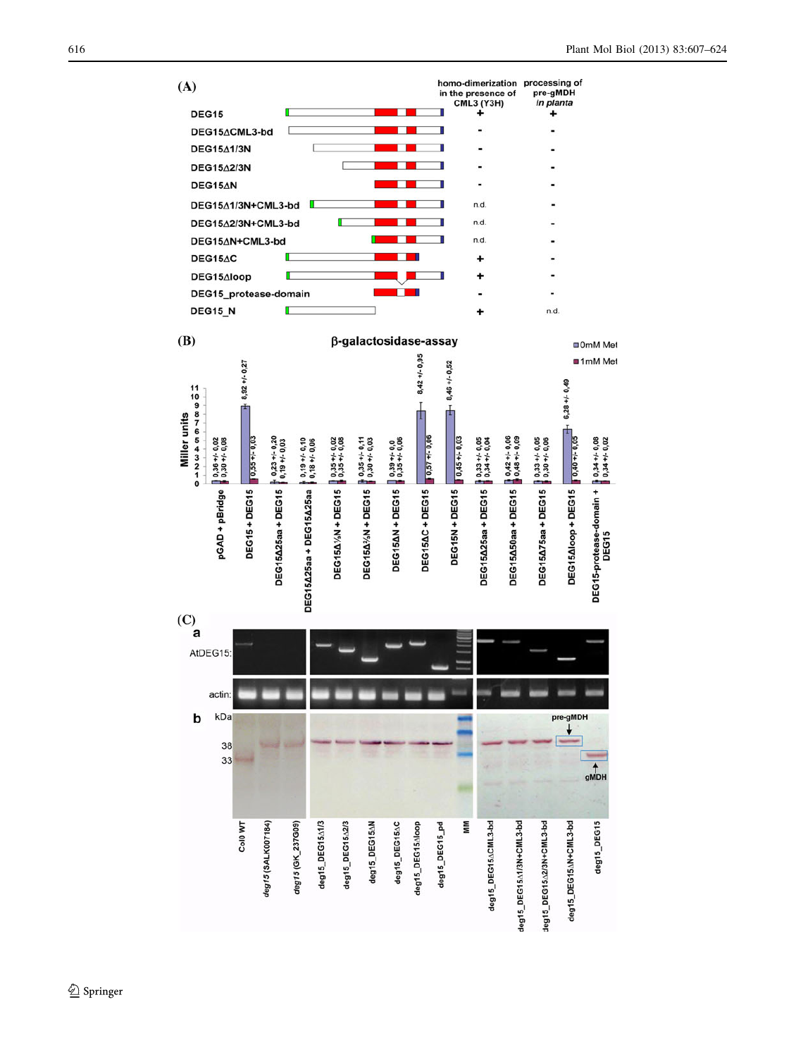**(A)**

| Construct | homo-dimerization in the presence of CML3 (Y3H) | processing of pre-gMDH *in planta* |
|---|---|---|
| DEG15 | + | + |
| DEG15ΔCML3-bd | - | - |
| DEG15Δ1/3N | - | - |
| DEG15Δ2/3N | - | - |
| DEG15ΔN | - | - |
| DEG15Δ1/3N+CML3-bd | n.d. | - |
| DEG15Δ2/3N+CML3-bd | n.d. | - |
| DEG15ΔN+CML3-bd | n.d. | - |
| DEG15ΔC | + | - |
| DEG15Δloop | + | - |
| DEG15_protease-domain | - | - |
| DEG15_N | + | n.d. |

**(B)** β-galactosidase-assay

Miller units (0mM Met / 1mM Met)

| Combination | 0mM Met | 1mM Met |
|---|---|---|
| pGAD + pBridge | 0,36 +/- 0,02 | 0,30 +/- 0,08 |
| DEG15 + DEG15 | 8,92 +/- 0,27 | 0,55 +/- 0,03 |
| DEG15Δ25aa + DEG15 | 0,23 +/- 0,20 | 0,19 +/- 0,03 |
| DEG15Δ25aa + DEG15Δ25aa | 0,19 +/- 0,10 | 0,18 +/- 0,06 |
| DEG15Δ⅓N + DEG15 | 0,35 +/- 0,02 | 0,35 +/- 0,08 |
| DEG15Δ⅔N + DEG15 | 0,35 +/- 0,11 | 0,30 +/- 0,03 |
| DEG15ΔN + DEG15 | 0,39 +/- 0,0 | 0,35 +/- 0,06 |
| DEG15ΔC + DEG15 | 8,42 +/- 0,95 | 0,57 +/- 0,06 |
| DEG15N + DEG15 | 8,46 +/- 0,52 | 0,45 +/- 0,03 |
| DEG15Δ25aa + DEG15 | 0,33 +/- 0,05 | 0,34 +/- 0,04 |
| DEG15Δ50aa + DEG15 | 0,42 +/- 0,06 | 0,48 +/- 0,09 |
| DEG15Δ75aa + DEG15 | 0,33 +/- 0,05 | 0,30 +/- 0,06 |
| DEG15Δloop + DEG15 | 6,28 +/- 0,49 | 0,40 +/- 0,05 |
| DEG15-protease-domain + DEG15 | 0,34 +/- 0,08 | 0,34 +/- 0,02 |

**(C)**

a: AtDEG15; actin

b: kDa 38, 33; pre-gMDH; gMDH

Lanes: Col0 WT, *deg15* (SALK007184), *deg15* (GK_237G09), deg15_DEG15Δ1/3, deg15_DEG15Δ2/3, deg15_DEG15ΔN, deg15_DEG15ΔC, deg15_DEG15Δloop, deg15_DEG15_pd, MM, deg15_DEG15ΔCML3-bd, deg15_DEG15Δ1/3N+CML3-bd, deg15_DEG15Δ2/3N+CML3-bd, deg15_DEG15ΔN+CML3-bd, deg15_DEG15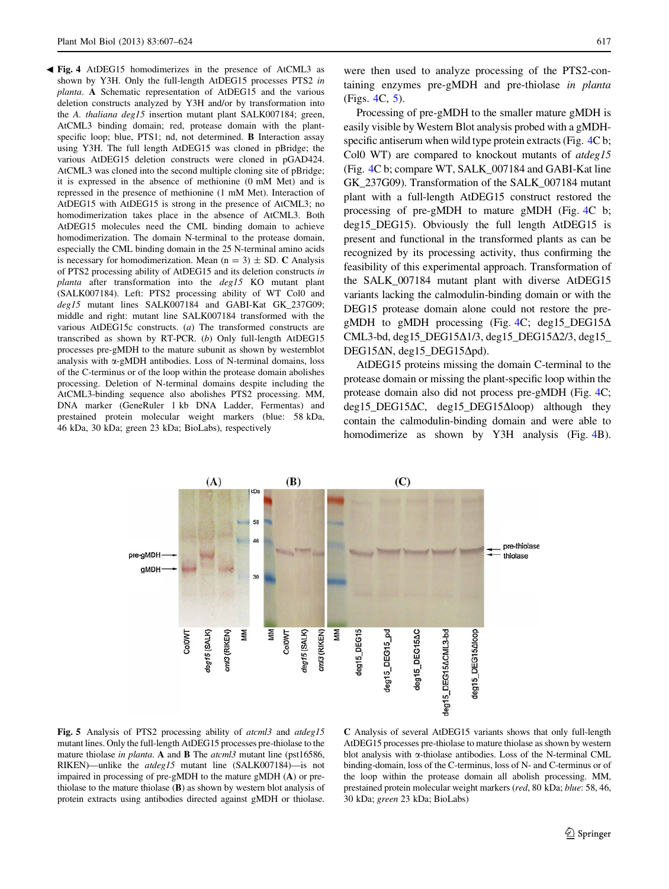◀ **Fig. 4** AtDEG15 homodimerizes in the presence of AtCML3 as shown by Y3H. Only the full-length AtDEG15 processes PTS2 *in planta*. **A** Schematic representation of AtDEG15 and the various deletion constructs analyzed by Y3H and/or by transformation into the *A. thaliana deg15* insertion mutant plant SALK007184; green, AtCML3 binding domain; red, protease domain with the plant-specific loop; blue, PTS1; nd, not determined. **B** Interaction assay using Y3H. The full length AtDEG15 was cloned in pBridge; the various AtDEG15 deletion constructs were cloned in pGAD424. AtCML3 was cloned into the second multiple cloning site of pBridge; it is expressed in the absence of methionine (0 mM Met) and is repressed in the presence of methionine (1 mM Met). Interaction of AtDEG15 with AtDEG15 is strong in the presence of AtCML3; no homodimerization takes place in the absence of AtCML3. Both AtDEG15 molecules need the CML binding domain to achieve homodimerization. The domain N-terminal to the protease domain, especially the CML binding domain in the 25 N-terminal amino acids is necessary for homodimerization. Mean (n = 3) ± SD. **C** Analysis of PTS2 processing ability of AtDEG15 and its deletion constructs *in planta* after transformation into the *deg15* KO mutant plant (SALK007184). Left: PTS2 processing ability of WT Col0 and *deg15* mutant lines SALK007184 and GABI-Kat GK_237G09; middle and right: mutant line SALK007184 transformed with the various AtDEG15c constructs. (*a*) The transformed constructs are transcribed as shown by RT-PCR. (*b*) Only full-length AtDEG15 processes pre-gMDH to the mature subunit as shown by westernblot analysis with α-gMDH antibodies. Loss of N-terminal domains, loss of the C-terminus or of the loop within the protease domain abolishes processing. Deletion of N-terminal domains despite including the AtCML3-binding sequence also abolishes PTS2 processing. MM, DNA marker (GeneRuler 1 kb DNA Ladder, Fermentas) and prestained protein molecular weight markers (blue: 58 kDa, 46 kDa, 30 kDa; green 23 kDa; BioLabs), respectively

were then used to analyze processing of the PTS2-containing enzymes pre-gMDH and pre-thiolase *in planta* (Figs. 4C, 5).

Processing of pre-gMDH to the smaller mature gMDH is easily visible by Western Blot analysis probed with a gMDH-specific antiserum when wild type protein extracts (Fig. 4C b; Col0 WT) are compared to knockout mutants of *atdeg15* (Fig. 4C b; compare WT, SALK_007184 and GABI-Kat line GK_237G09). Transformation of the SALK_007184 mutant plant with a full-length AtDEG15 construct restored the processing of pre-gMDH to mature gMDH (Fig. 4C b; deg15_DEG15). Obviously the full length AtDEG15 is present and functional in the transformed plants as can be recognized by its processing activity, thus confirming the feasibility of this experimental approach. Transformation of the SALK_007184 mutant plant with diverse AtDEG15 variants lacking the calmodulin-binding domain or with the DEG15 protease domain alone could not restore the pre-gMDH to gMDH processing (Fig. 4C; deg15_DEG15ΔCML3-bd, deg15_DEG15Δ1/3, deg15_DEG15Δ2/3, deg15_DEG15ΔN, deg15_DEG15Δpd).

AtDEG15 proteins missing the domain C-terminal to the protease domain or missing the plant-specific loop within the protease domain also did not process pre-gMDH (Fig. 4C; deg15_DEG15ΔC, deg15_DEG15Δloop) although they contain the calmodulin-binding domain and were able to homodimerize as shown by Y3H analysis (Fig. 4B).

**Fig. 5** Analysis of PTS2 processing ability of *atcml3* and *atdeg15* mutant lines. Only the full-length AtDEG15 processes pre-thiolase to the mature thiolase *in planta*. **A** and **B** The *atcml3* mutant line (pst16586, RIKEN)—unlike the *atdeg15* mutant line (SALK007184)—is not impaired in processing of pre-gMDH to the mature gMDH (**A**) or pre-thiolase to the mature thiolase (**B**) as shown by western blot analysis of protein extracts using antibodies directed against gMDH or thiolase. **C** Analysis of several AtDEG15 variants shows that only full-length AtDEG15 processes pre-thiolase to mature thiolase as shown by western blot analysis with α-thiolase antibodies. Loss of the N-terminal CML binding-domain, loss of the C-terminus, loss of N- and C-terminus or of the loop within the protease domain all abolish processing. MM, prestained protein molecular weight markers (*red*, 80 kDa; *blue*: 58, 46, 30 kDa; *green* 23 kDa; BioLabs)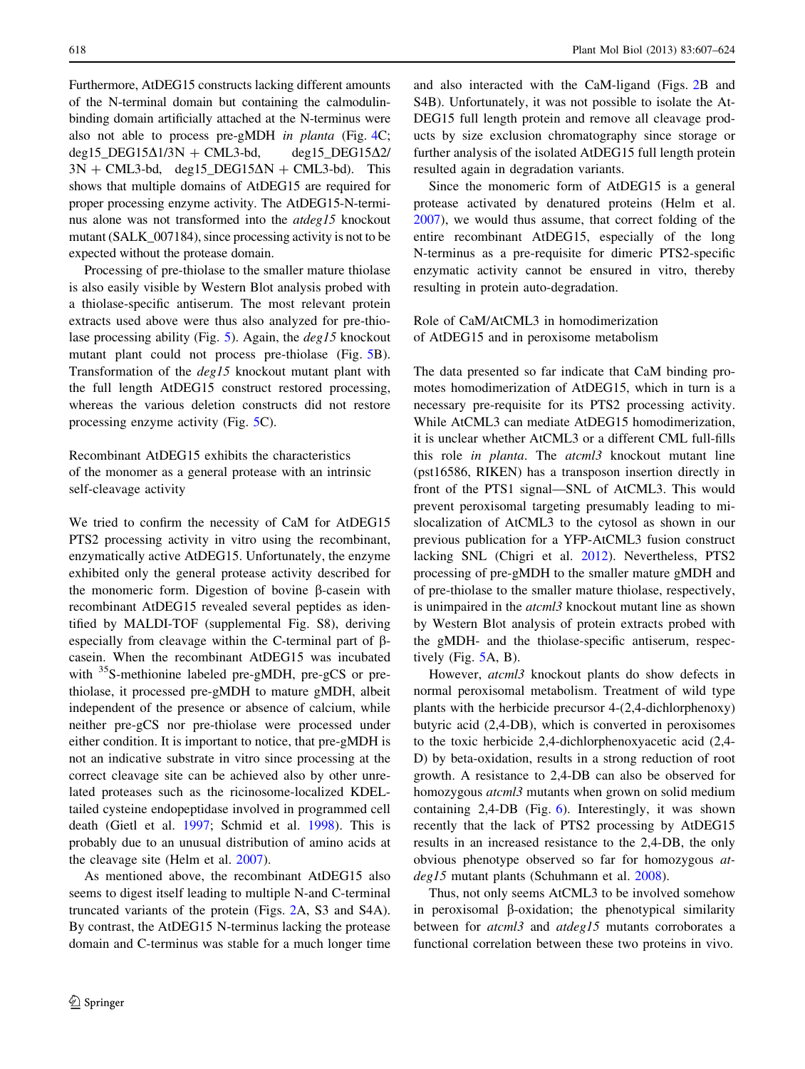Furthermore, AtDEG15 constructs lacking different amounts of the N-terminal domain but containing the calmodulin-binding domain artificially attached at the N-terminus were also not able to process pre-gMDH *in planta* (Fig. 4C; deg15_DEG15Δ1/3N + CML3-bd, deg15_DEG15Δ2/3N + CML3-bd, deg15_DEG15ΔN + CML3-bd). This shows that multiple domains of AtDEG15 are required for proper processing enzyme activity. The AtDEG15-N-terminus alone was not transformed into the *atdeg15* knockout mutant (SALK_007184), since processing activity is not to be expected without the protease domain.

Processing of pre-thiolase to the smaller mature thiolase is also easily visible by Western Blot analysis probed with a thiolase-specific antiserum. The most relevant protein extracts used above were thus also analyzed for pre-thiolase processing ability (Fig. 5). Again, the *deg15* knockout mutant plant could not process pre-thiolase (Fig. 5B). Transformation of the *deg15* knockout mutant plant with the full length AtDEG15 construct restored processing, whereas the various deletion constructs did not restore processing enzyme activity (Fig. 5C).

## Recombinant AtDEG15 exhibits the characteristics of the monomer as a general protease with an intrinsic self-cleavage activity

We tried to confirm the necessity of CaM for AtDEG15 PTS2 processing activity in vitro using the recombinant, enzymatically active AtDEG15. Unfortunately, the enzyme exhibited only the general protease activity described for the monomeric form. Digestion of bovine β-casein with recombinant AtDEG15 revealed several peptides as identified by MALDI-TOF (supplemental Fig. S8), deriving especially from cleavage within the C-terminal part of β-casein. When the recombinant AtDEG15 was incubated with $^{35}$S-methionine labeled pre-gMDH, pre-gCS or pre-thiolase, it processed pre-gMDH to mature gMDH, albeit independent of the presence or absence of calcium, while neither pre-gCS nor pre-thiolase were processed under either condition. It is important to notice, that pre-gMDH is not an indicative substrate in vitro since processing at the correct cleavage site can be achieved also by other unrelated proteases such as the ricinosome-localized KDEL-tailed cysteine endopeptidase involved in programmed cell death (Gietl et al. 1997; Schmid et al. 1998). This is probably due to an unusual distribution of amino acids at the cleavage site (Helm et al. 2007).

As mentioned above, the recombinant AtDEG15 also seems to digest itself leading to multiple N-and C-terminal truncated variants of the protein (Figs. 2A, S3 and S4A). By contrast, the AtDEG15 N-terminus lacking the protease domain and C-terminus was stable for a much longer time and also interacted with the CaM-ligand (Figs. 2B and S4B). Unfortunately, it was not possible to isolate the AtDEG15 full length protein and remove all cleavage products by size exclusion chromatography since storage or further analysis of the isolated AtDEG15 full length protein resulted again in degradation variants.

Since the monomeric form of AtDEG15 is a general protease activated by denatured proteins (Helm et al. 2007), we would thus assume, that correct folding of the entire recombinant AtDEG15, especially of the long N-terminus as a pre-requisite for dimeric PTS2-specific enzymatic activity cannot be ensured in vitro, thereby resulting in protein auto-degradation.

## Role of CaM/AtCML3 in homodimerization of AtDEG15 and in peroxisome metabolism

The data presented so far indicate that CaM binding promotes homodimerization of AtDEG15, which in turn is a necessary pre-requisite for its PTS2 processing activity. While AtCML3 can mediate AtDEG15 homodimerization, it is unclear whether AtCML3 or a different CML full-fills this role *in planta*. The *atcml3* knockout mutant line (pst16586, RIKEN) has a transposon insertion directly in front of the PTS1 signal—SNL of AtCML3. This would prevent peroxisomal targeting presumably leading to mislocalization of AtCML3 to the cytosol as shown in our previous publication for a YFP-AtCML3 fusion construct lacking SNL (Chigri et al. 2012). Nevertheless, PTS2 processing of pre-gMDH to the smaller mature gMDH and of pre-thiolase to the smaller mature thiolase, respectively, is unimpaired in the *atcml3* knockout mutant line as shown by Western Blot analysis of protein extracts probed with the gMDH- and the thiolase-specific antiserum, respectively (Fig. 5A, B).

However, *atcml3* knockout plants do show defects in normal peroxisomal metabolism. Treatment of wild type plants with the herbicide precursor 4-(2,4-dichlorphenoxy) butyric acid (2,4-DB), which is converted in peroxisomes to the toxic herbicide 2,4-dichlorphenoxyacetic acid (2,4-D) by beta-oxidation, results in a strong reduction of root growth. A resistance to 2,4-DB can also be observed for homozygous *atcml3* mutants when grown on solid medium containing 2,4-DB (Fig. 6). Interestingly, it was shown recently that the lack of PTS2 processing by AtDEG15 results in an increased resistance to the 2,4-DB, the only obvious phenotype observed so far for homozygous *atdeg15* mutant plants (Schuhmann et al. 2008).

Thus, not only seems AtCML3 to be involved somehow in peroxisomal β-oxidation; the phenotypical similarity between for *atcml3* and *atdeg15* mutants corroborates a functional correlation between these two proteins in vivo.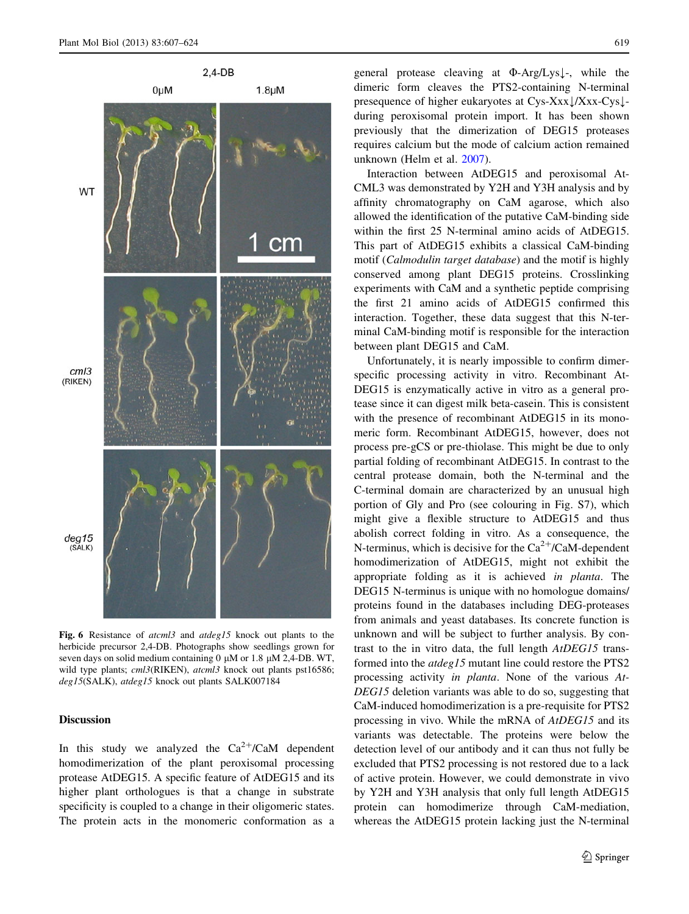Fig. 6 Resistance of *atcml3* and *atdeg15* knock out plants to the herbicide precursor 2,4-DB. Photographs show seedlings grown for seven days on solid medium containing 0 μM or 1.8 μM 2,4-DB. WT, wild type plants; *cml3*(RIKEN), *atcml3* knock out plants pst16586; *deg15*(SALK), *atdeg15* knock out plants SALK007184

## Discussion

In this study we analyzed the $Ca^{2+}$/CaM dependent homodimerization of the plant peroxisomal processing protease AtDEG15. A specific feature of AtDEG15 and its higher plant orthologues is that a change in substrate specificity is coupled to a change in their oligomeric states. The protein acts in the monomeric conformation as a general protease cleaving at Φ-Arg/Lys↓-, while the dimeric form cleaves the PTS2-containing N-terminal presequence of higher eukaryotes at Cys-Xxx↓/Xxx-Cys↓- during peroxisomal protein import. It has been shown previously that the dimerization of DEG15 proteases requires calcium but the mode of calcium action remained unknown (Helm et al. 2007).

Interaction between AtDEG15 and peroxisomal AtCML3 was demonstrated by Y2H and Y3H analysis and by affinity chromatography on CaM agarose, which also allowed the identification of the putative CaM-binding side within the first 25 N-terminal amino acids of AtDEG15. This part of AtDEG15 exhibits a classical CaM-binding motif (*Calmodulin target database*) and the motif is highly conserved among plant DEG15 proteins. Crosslinking experiments with CaM and a synthetic peptide comprising the first 21 amino acids of AtDEG15 confirmed this interaction. Together, these data suggest that this N-terminal CaM-binding motif is responsible for the interaction between plant DEG15 and CaM.

Unfortunately, it is nearly impossible to confirm dimer-specific processing activity in vitro. Recombinant AtDEG15 is enzymatically active in vitro as a general protease since it can digest milk beta-casein. This is consistent with the presence of recombinant AtDEG15 in its monomeric form. Recombinant AtDEG15, however, does not process pre-gCS or pre-thiolase. This might be due to only partial folding of recombinant AtDEG15. In contrast to the central protease domain, both the N-terminal and the C-terminal domain are characterized by an unusual high portion of Gly and Pro (see colouring in Fig. S7), which might give a flexible structure to AtDEG15 and thus abolish correct folding in vitro. As a consequence, the N-terminus, which is decisive for the $Ca^{2+}$/CaM-dependent homodimerization of AtDEG15, might not exhibit the appropriate folding as it is achieved *in planta*. The DEG15 N-terminus is unique with no homologue domains/proteins found in the databases including DEG-proteases from animals and yeast databases. Its concrete function is unknown and will be subject to further analysis. By contrast to the in vitro data, the full length *AtDEG15* transformed into the *atdeg15* mutant line could restore the PTS2 processing activity *in planta*. None of the various *AtDEG15* deletion variants was able to do so, suggesting that CaM-induced homodimerization is a pre-requisite for PTS2 processing in vivo. While the mRNA of *AtDEG15* and its variants was detectable. The proteins were below the detection level of our antibody and it can thus not fully be excluded that PTS2 processing is not restored due to a lack of active protein. However, we could demonstrate in vivo by Y2H and Y3H analysis that only full length AtDEG15 protein can homodimerize through CaM-mediation, whereas the AtDEG15 protein lacking just the N-terminal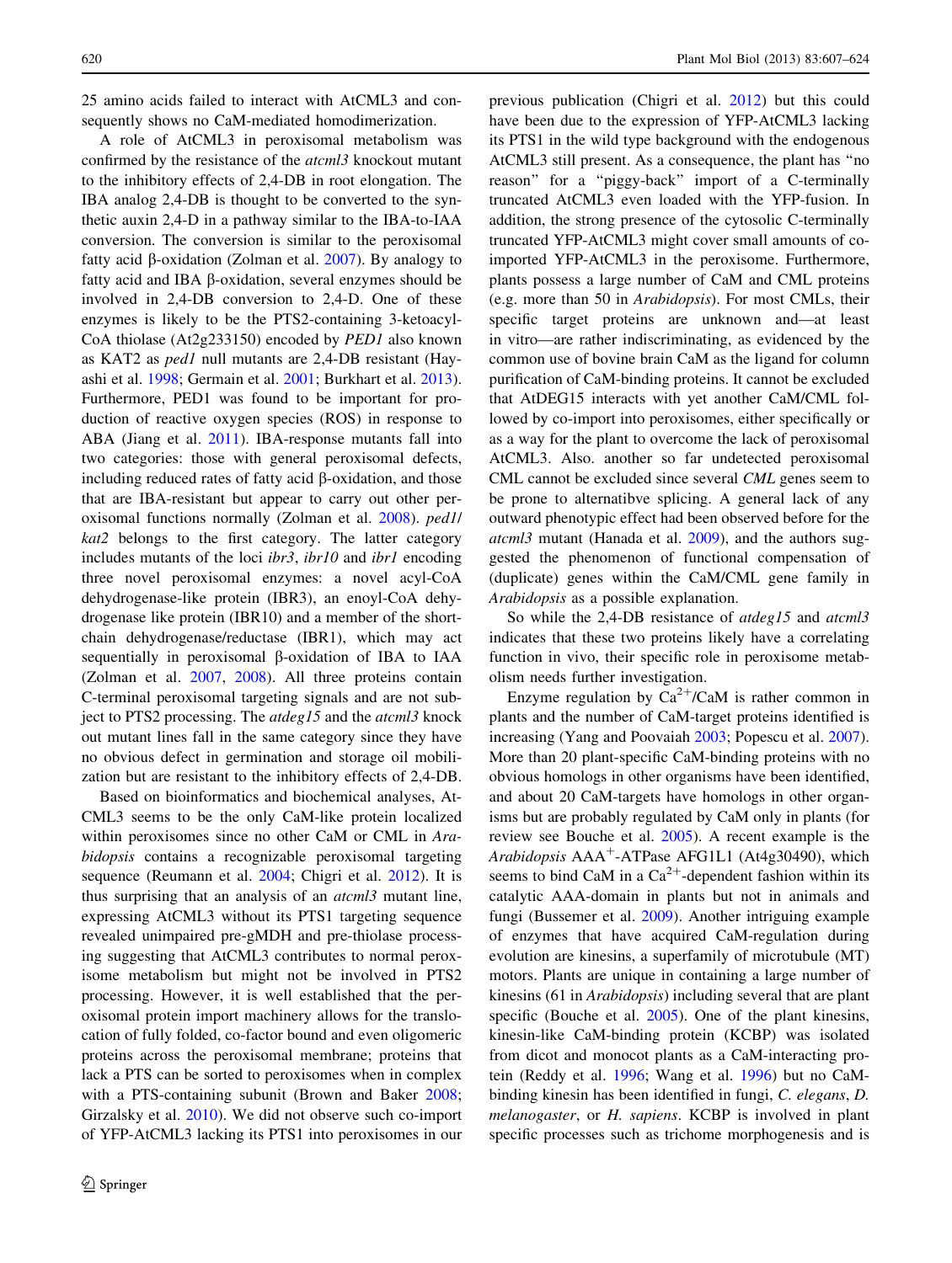25 amino acids failed to interact with AtCML3 and consequently shows no CaM-mediated homodimerization.

A role of AtCML3 in peroxisomal metabolism was confirmed by the resistance of the *atcml3* knockout mutant to the inhibitory effects of 2,4-DB in root elongation. The IBA analog 2,4-DB is thought to be converted to the synthetic auxin 2,4-D in a pathway similar to the IBA-to-IAA conversion. The conversion is similar to the peroxisomal fatty acid β-oxidation (Zolman et al. 2007). By analogy to fatty acid and IBA β-oxidation, several enzymes should be involved in 2,4-DB conversion to 2,4-D. One of these enzymes is likely to be the PTS2-containing 3-ketoacyl-CoA thiolase (At2g233150) encoded by *PED1* also known as KAT2 as *ped1* null mutants are 2,4-DB resistant (Hayashi et al. 1998; Germain et al. 2001; Burkhart et al. 2013). Furthermore, PED1 was found to be important for production of reactive oxygen species (ROS) in response to ABA (Jiang et al. 2011). IBA-response mutants fall into two categories: those with general peroxisomal defects, including reduced rates of fatty acid β-oxidation, and those that are IBA-resistant but appear to carry out other peroxisomal functions normally (Zolman et al. 2008). *ped1/kat2* belongs to the first category. The latter category includes mutants of the loci *ibr3*, *ibr10* and *ibr1* encoding three novel peroxisomal enzymes: a novel acyl-CoA dehydrogenase-like protein (IBR3), an enoyl-CoA dehydrogenase like protein (IBR10) and a member of the short-chain dehydrogenase/reductase (IBR1), which may act sequentially in peroxisomal β-oxidation of IBA to IAA (Zolman et al. 2007, 2008). All three proteins contain C-terminal peroxisomal targeting signals and are not subject to PTS2 processing. The *atdeg15* and the *atcml3* knock out mutant lines fall in the same category since they have no obvious defect in germination and storage oil mobilization but are resistant to the inhibitory effects of 2,4-DB.

Based on bioinformatics and biochemical analyses, AtCML3 seems to be the only CaM-like protein localized within peroxisomes since no other CaM or CML in *Arabidopsis* contains a recognizable peroxisomal targeting sequence (Reumann et al. 2004; Chigri et al. 2012). It is thus surprising that an analysis of an *atcml3* mutant line, expressing AtCML3 without its PTS1 targeting sequence revealed unimpaired pre-gMDH and pre-thiolase processing suggesting that AtCML3 contributes to normal peroxisome metabolism but might not be involved in PTS2 processing. However, it is well established that the peroxisomal protein import machinery allows for the translocation of fully folded, co-factor bound and even oligomeric proteins across the peroxisomal membrane; proteins that lack a PTS can be sorted to peroxisomes when in complex with a PTS-containing subunit (Brown and Baker 2008; Girzalsky et al. 2010). We did not observe such co-import of YFP-AtCML3 lacking its PTS1 into peroxisomes in our previous publication (Chigri et al. 2012) but this could have been due to the expression of YFP-AtCML3 lacking its PTS1 in the wild type background with the endogenous AtCML3 still present. As a consequence, the plant has "no reason" for a "piggy-back" import of a C-terminally truncated AtCML3 even loaded with the YFP-fusion. In addition, the strong presence of the cytosolic C-terminally truncated YFP-AtCML3 might cover small amounts of co-imported YFP-AtCML3 in the peroxisome. Furthermore, plants possess a large number of CaM and CML proteins (e.g. more than 50 in *Arabidopsis*). For most CMLs, their specific target proteins are unknown and—at least in vitro—are rather indiscriminating, as evidenced by the common use of bovine brain CaM as the ligand for column purification of CaM-binding proteins. It cannot be excluded that AtDEG15 interacts with yet another CaM/CML followed by co-import into peroxisomes, either specifically or as a way for the plant to overcome the lack of peroxisomal AtCML3. Also. another so far undetected peroxisomal CML cannot be excluded since several *CML* genes seem to be prone to alternatibve splicing. A general lack of any outward phenotypic effect had been observed before for the *atcml3* mutant (Hanada et al. 2009), and the authors suggested the phenomenon of functional compensation of (duplicate) genes within the CaM/CML gene family in *Arabidopsis* as a possible explanation.

So while the 2,4-DB resistance of *atdeg15* and *atcml3* indicates that these two proteins likely have a correlating function in vivo, their specific role in peroxisome metabolism needs further investigation.

Enzyme regulation by $Ca^{2+}$/CaM is rather common in plants and the number of CaM-target proteins identified is increasing (Yang and Poovaiah 2003; Popescu et al. 2007). More than 20 plant-specific CaM-binding proteins with no obvious homologs in other organisms have been identified, and about 20 CaM-targets have homologs in other organisms but are probably regulated by CaM only in plants (for review see Bouche et al. 2005). A recent example is the *Arabidopsis* $AAA^{+}$-ATPase AFG1L1 (At4g30490), which seems to bind CaM in a $Ca^{2+}$-dependent fashion within its catalytic AAA-domain in plants but not in animals and fungi (Bussemer et al. 2009). Another intriguing example of enzymes that have acquired CaM-regulation during evolution are kinesins, a superfamily of microtubule (MT) motors. Plants are unique in containing a large number of kinesins (61 in *Arabidopsis*) including several that are plant specific (Bouche et al. 2005). One of the plant kinesins, kinesin-like CaM-binding protein (KCBP) was isolated from dicot and monocot plants as a CaM-interacting protein (Reddy et al. 1996; Wang et al. 1996) but no CaM-binding kinesin has been identified in fungi, *C. elegans*, *D. melanogaster*, or *H. sapiens*. KCBP is involved in plant specific processes such as trichome morphogenesis and is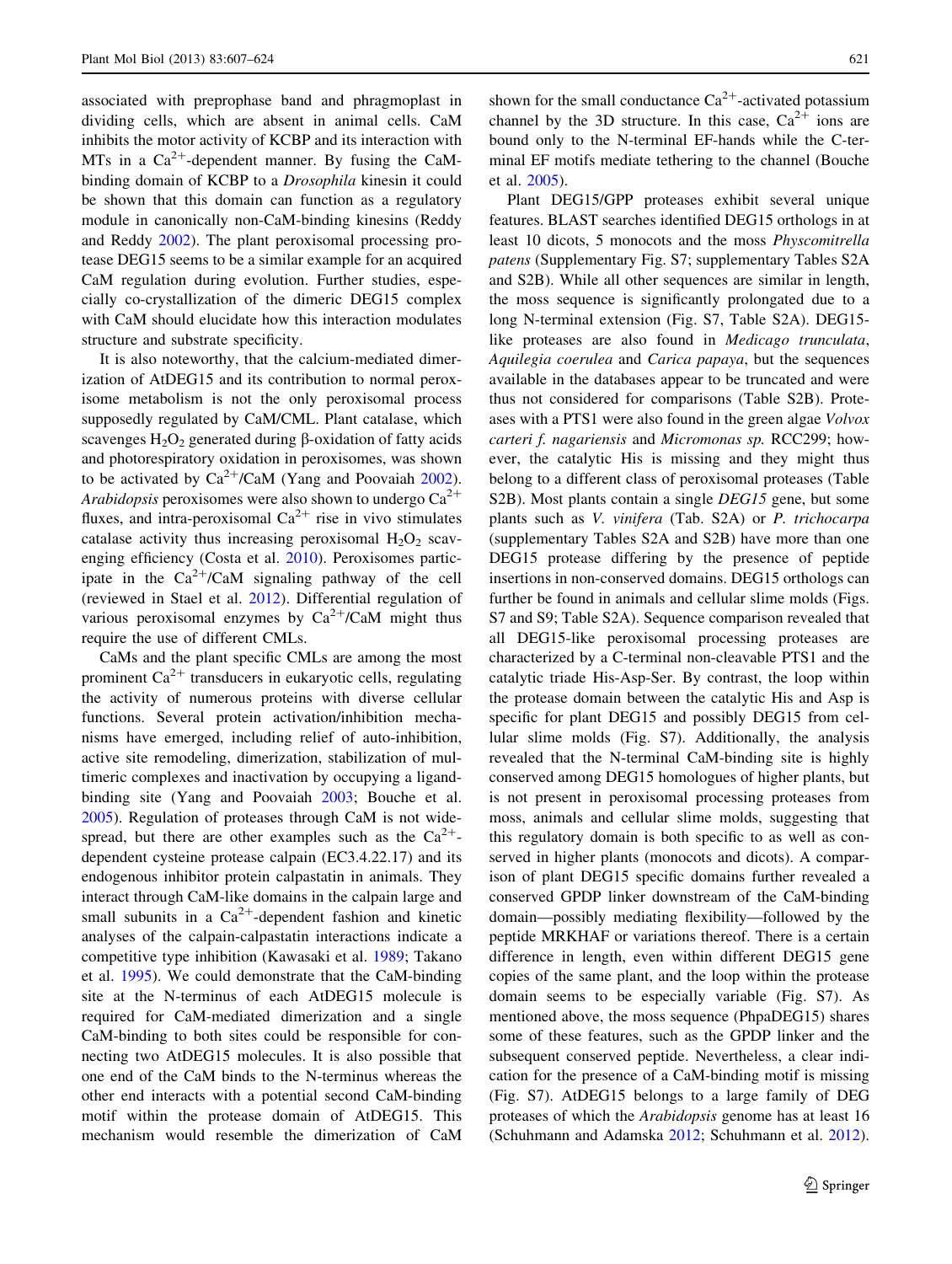associated with preprophase band and phragmoplast in dividing cells, which are absent in animal cells. CaM inhibits the motor activity of KCBP and its interaction with MTs in a $Ca^{2+}$-dependent manner. By fusing the CaM-binding domain of KCBP to a *Drosophila* kinesin it could be shown that this domain can function as a regulatory module in canonically non-CaM-binding kinesins (Reddy and Reddy 2002). The plant peroxisomal processing protease DEG15 seems to be a similar example for an acquired CaM regulation during evolution. Further studies, especially co-crystallization of the dimeric DEG15 complex with CaM should elucidate how this interaction modulates structure and substrate specificity.

It is also noteworthy, that the calcium-mediated dimerization of AtDEG15 and its contribution to normal peroxisome metabolism is not the only peroxisomal process supposedly regulated by CaM/CML. Plant catalase, which scavenges $H_2O_2$ generated during β-oxidation of fatty acids and photorespiratory oxidation in peroxisomes, was shown to be activated by $Ca^{2+}$/CaM (Yang and Poovaiah 2002). *Arabidopsis* peroxisomes were also shown to undergo $Ca^{2+}$ fluxes, and intra-peroxisomal $Ca^{2+}$ rise in vivo stimulates catalase activity thus increasing peroxisomal $H_2O_2$ scavenging efficiency (Costa et al. 2010). Peroxisomes participate in the $Ca^{2+}$/CaM signaling pathway of the cell (reviewed in Stael et al. 2012). Differential regulation of various peroxisomal enzymes by $Ca^{2+}$/CaM might thus require the use of different CMLs.

CaMs and the plant specific CMLs are among the most prominent $Ca^{2+}$ transducers in eukaryotic cells, regulating the activity of numerous proteins with diverse cellular functions. Several protein activation/inhibition mechanisms have emerged, including relief of auto-inhibition, active site remodeling, dimerization, stabilization of multimeric complexes and inactivation by occupying a ligand-binding site (Yang and Poovaiah 2003; Bouche et al. 2005). Regulation of proteases through CaM is not widespread, but there are other examples such as the $Ca^{2+}$-dependent cysteine protease calpain (EC3.4.22.17) and its endogenous inhibitor protein calpastatin in animals. They interact through CaM-like domains in the calpain large and small subunits in a $Ca^{2+}$-dependent fashion and kinetic analyses of the calpain-calpastatin interactions indicate a competitive type inhibition (Kawasaki et al. 1989; Takano et al. 1995). We could demonstrate that the CaM-binding site at the N-terminus of each AtDEG15 molecule is required for CaM-mediated dimerization and a single CaM-binding to both sites could be responsible for connecting two AtDEG15 molecules. It is also possible that one end of the CaM binds to the N-terminus whereas the other end interacts with a potential second CaM-binding motif within the protease domain of AtDEG15. This mechanism would resemble the dimerization of CaM shown for the small conductance $Ca^{2+}$-activated potassium channel by the 3D structure. In this case, $Ca^{2+}$ ions are bound only to the N-terminal EF-hands while the C-terminal EF motifs mediate tethering to the channel (Bouche et al. 2005).

Plant DEG15/GPP proteases exhibit several unique features. BLAST searches identified DEG15 orthologs in at least 10 dicots, 5 monocots and the moss *Physcomitrella patens* (Supplementary Fig. S7; supplementary Tables S2A and S2B). While all other sequences are similar in length, the moss sequence is significantly prolongated due to a long N-terminal extension (Fig. S7, Table S2A). DEG15-like proteases are also found in *Medicago trunculata*, *Aquilegia coerulea* and *Carica papaya*, but the sequences available in the databases appear to be truncated and were thus not considered for comparisons (Table S2B). Proteases with a PTS1 were also found in the green algae *Volvox carteri f. nagariensis* and *Micromonas sp.* RCC299; however, the catalytic His is missing and they might thus belong to a different class of peroxisomal proteases (Table S2B). Most plants contain a single *DEG15* gene, but some plants such as *V. vinifera* (Tab. S2A) or *P. trichocarpa* (supplementary Tables S2A and S2B) have more than one DEG15 protease differing by the presence of peptide insertions in non-conserved domains. DEG15 orthologs can further be found in animals and cellular slime molds (Figs. S7 and S9; Table S2A). Sequence comparison revealed that all DEG15-like peroxisomal processing proteases are characterized by a C-terminal non-cleavable PTS1 and the catalytic triade His-Asp-Ser. By contrast, the loop within the protease domain between the catalytic His and Asp is specific for plant DEG15 and possibly DEG15 from cellular slime molds (Fig. S7). Additionally, the analysis revealed that the N-terminal CaM-binding site is highly conserved among DEG15 homologues of higher plants, but is not present in peroxisomal processing proteases from moss, animals and cellular slime molds, suggesting that this regulatory domain is both specific to as well as conserved in higher plants (monocots and dicots). A comparison of plant DEG15 specific domains further revealed a conserved GPDP linker downstream of the CaM-binding domain—possibly mediating flexibility—followed by the peptide MRKHAF or variations thereof. There is a certain difference in length, even within different DEG15 gene copies of the same plant, and the loop within the protease domain seems to be especially variable (Fig. S7). As mentioned above, the moss sequence (PhpaDEG15) shares some of these features, such as the GPDP linker and the subsequent conserved peptide. Nevertheless, a clear indication for the presence of a CaM-binding motif is missing (Fig. S7). AtDEG15 belongs to a large family of DEG proteases of which the *Arabidopsis* genome has at least 16 (Schuhmann and Adamska 2012; Schuhmann et al. 2012).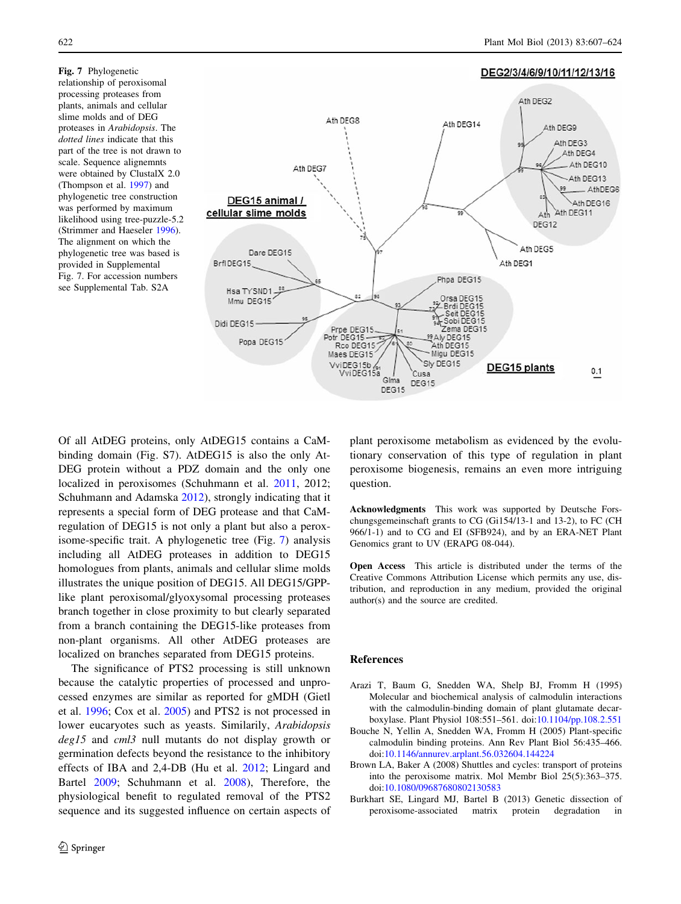**Fig. 7** Phylogenetic relationship of peroxisomal processing proteases from plants, animals and cellular slime molds and of DEG proteases in *Arabidopsis*. The *dotted lines* indicate that this part of the tree is not drawn to scale. Sequence alignemnts were obtained by ClustalX 2.0 (Thompson et al. 1997) and phylogenetic tree construction was performed by maximum likelihood using tree-puzzle-5.2 (Strimmer and Haeseler 1996). The alignment on which the phylogenetic tree was based is provided in Supplemental Fig. 7. For accession numbers see Supplemental Tab. S2A

Of all AtDEG proteins, only AtDEG15 contains a CaM-binding domain (Fig. S7). AtDEG15 is also the only At-DEG protein without a PDZ domain and the only one localized in peroxisomes (Schuhmann et al. 2011, 2012; Schuhmann and Adamska 2012), strongly indicating that it represents a special form of DEG protease and that CaM-regulation of DEG15 is not only a plant but also a peroxisome-specific trait. A phylogenetic tree (Fig. 7) analysis including all AtDEG proteases in addition to DEG15 homologues from plants, animals and cellular slime molds illustrates the unique position of DEG15. All DEG15/GPP-like plant peroxisomal/glyoxysomal processing proteases branch together in close proximity to but clearly separated from a branch containing the DEG15-like proteases from non-plant organisms. All other AtDEG proteases are localized on branches separated from DEG15 proteins.

The significance of PTS2 processing is still unknown because the catalytic properties of processed and unprocessed enzymes are similar as reported for gMDH (Gietl et al. 1996; Cox et al. 2005) and PTS2 is not processed in lower eucaryotes such as yeasts. Similarly, *Arabidopsis deg15* and *cml3* null mutants do not display growth or germination defects beyond the resistance to the inhibitory effects of IBA and 2,4-DB (Hu et al. 2012; Lingard and Bartel 2009; Schuhmann et al. 2008), Therefore, the physiological benefit to regulated removal of the PTS2 sequence and its suggested influence on certain aspects of plant peroxisome metabolism as evidenced by the evolutionary conservation of this type of regulation in plant peroxisome biogenesis, remains an even more intriguing question.

**Acknowledgments** This work was supported by Deutsche Forschungsgemeinschaft grants to CG (Gi154/13-1 and 13-2), to FC (CH 966/1-1) and to CG and EI (SFB924), and by an ERA-NET Plant Genomics grant to UV (ERAPG 08-044).

**Open Access** This article is distributed under the terms of the Creative Commons Attribution License which permits any use, distribution, and reproduction in any medium, provided the original author(s) and the source are credited.

## References

Arazi T, Baum G, Snedden WA, Shelp BJ, Fromm H (1995) Molecular and biochemical analysis of calmodulin interactions with the calmodulin-binding domain of plant glutamate decarboxylase. Plant Physiol 108:551–561. doi:10.1104/pp.108.2.551

Bouche N, Yellin A, Snedden WA, Fromm H (2005) Plant-specific calmodulin binding proteins. Ann Rev Plant Biol 56:435–466. doi:10.1146/annurev.arplant.56.032604.144224

Brown LA, Baker A (2008) Shuttles and cycles: transport of proteins into the peroxisome matrix. Mol Membr Biol 25(5):363–375. doi:10.1080/09687680802130583

Burkhart SE, Lingard MJ, Bartel B (2013) Genetic dissection of peroxisome-associated matrix protein degradation in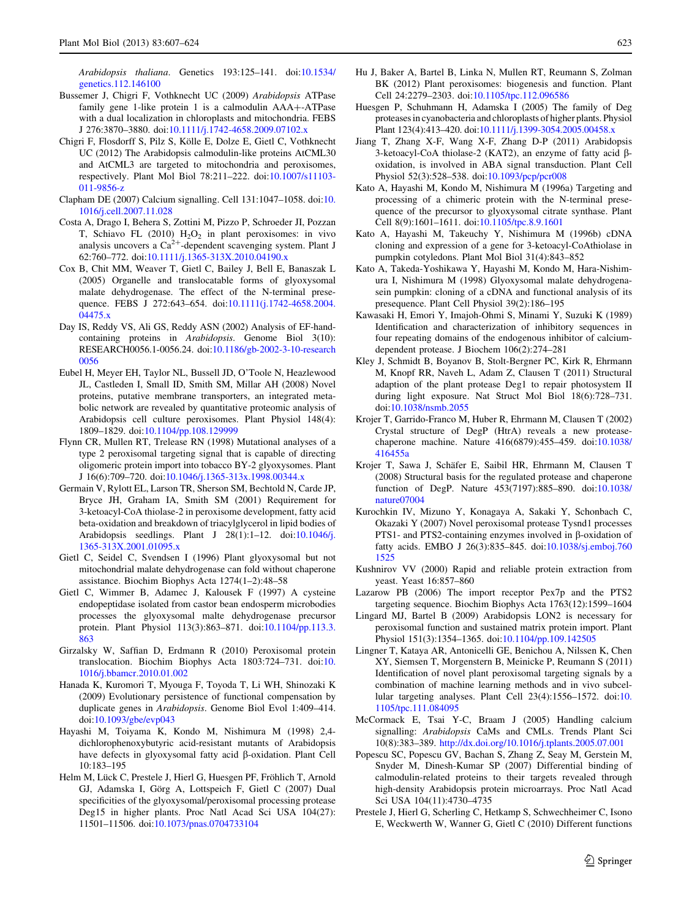*Arabidopsis thaliana*. Genetics 193:125–141. doi:10.1534/genetics.112.146100

Bussemer J, Chigri F, Vothknecht UC (2009) *Arabidopsis* ATPase family gene 1-like protein 1 is a calmodulin AAA+-ATPase with a dual localization in chloroplasts and mitochondria. FEBS J 276:3870–3880. doi:10.1111/j.1742-4658.2009.07102.x

Chigri F, Flosdorff S, Pilz S, Kölle E, Dolze E, Gietl C, Vothknecht UC (2012) The Arabidopsis calmodulin-like proteins AtCML30 and AtCML3 are targeted to mitochondria and peroxisomes, respectively. Plant Mol Biol 78:211–222. doi:10.1007/s11103-011-9856-z

Clapham DE (2007) Calcium signalling. Cell 131:1047–1058. doi:10.1016/j.cell.2007.11.028

Costa A, Drago I, Behera S, Zottini M, Pizzo P, Schroeder JI, Pozzan T, Schiavo FL (2010) $H_2O_2$ in plant peroxisomes: in vivo analysis uncovers a $Ca^{2+}$-dependent scavenging system. Plant J 62:760–772. doi:10.1111/j.1365-313X.2010.04190.x

Cox B, Chit MM, Weaver T, Gietl C, Bailey J, Bell E, Banaszak L (2005) Organelle and translocatable forms of glyoxysomal malate dehydrogenase. The effect of the N-terminal presequence. FEBS J 272:643–654. doi:10.1111/j.1742-4658.2004.04475.x

Day IS, Reddy VS, Ali GS, Reddy ASN (2002) Analysis of EF-hand-containing proteins in *Arabidopsis*. Genome Biol 3(10): RESEARCH0056.1-0056.24. doi:10.1186/gb-2002-3-10-research0056

Eubel H, Meyer EH, Taylor NL, Bussell JD, O'Toole N, Heazlewood JL, Castleden I, Small ID, Smith SM, Millar AH (2008) Novel proteins, putative membrane transporters, an integrated metabolic network are revealed by quantitative proteomic analysis of Arabidopsis cell culture peroxisomes. Plant Physiol 148(4): 1809–1829. doi:10.1104/pp.108.129999

Flynn CR, Mullen RT, Trelease RN (1998) Mutational analyses of a type 2 peroxisomal targeting signal that is capable of directing oligomeric protein import into tobacco BY-2 glyoxysomes. Plant J 16(6):709–720. doi:10.1046/j.1365-313x.1998.00344.x

Germain V, Rylott EL, Larson TR, Sherson SM, Bechtold N, Carde JP, Bryce JH, Graham IA, Smith SM (2001) Requirement for 3-ketoacyl-CoA thiolase-2 in peroxisome development, fatty acid beta-oxidation and breakdown of triacylglycerol in lipid bodies of Arabidopsis seedlings. Plant J 28(1):1–12. doi:10.1046/j.1365-313X.2001.01095.x

Gietl C, Seidel C, Svendsen I (1996) Plant glyoxysomal but not mitochondrial malate dehydrogenase can fold without chaperone assistance. Biochim Biophys Acta 1274(1–2):48–58

Gietl C, Wimmer B, Adamec J, Kalousek F (1997) A cysteine endopeptidase isolated from castor bean endosperm microbodies processes the glyoxysomal malte dehydrogenase precursor protein. Plant Physiol 113(3):863–871. doi:10.1104/pp.113.3.863

Girzalsky W, Saffian D, Erdmann R (2010) Peroxisomal protein translocation. Biochim Biophys Acta 1803:724–731. doi:10.1016/j.bbamcr.2010.01.002

Hanada K, Kuromori T, Myouga F, Toyoda T, Li WH, Shinozaki K (2009) Evolutionary persistence of functional compensation by duplicate genes in *Arabidopsis*. Genome Biol Evol 1:409–414. doi:10.1093/gbe/evp043

Hayashi M, Toiyama K, Kondo M, Nishimura M (1998) 2,4-dichlorophenoxybutyric acid-resistant mutants of Arabidopsis have defects in glyoxysomal fatty acid β-oxidation. Plant Cell 10:183–195

Helm M, Lück C, Prestele J, Hierl G, Huesgen PF, Fröhlich T, Arnold GJ, Adamska I, Görg A, Lottspeich F, Gietl C (2007) Dual specificities of the glyoxysomal/peroxisomal processing protease Deg15 in higher plants. Proc Natl Acad Sci USA 104(27): 11501–11506. doi:10.1073/pnas.0704733104

Hu J, Baker A, Bartel B, Linka N, Mullen RT, Reumann S, Zolman BK (2012) Plant peroxisomes: biogenesis and function. Plant Cell 24:2279–2303. doi:10.1105/tpc.112.096586

Huesgen P, Schuhmann H, Adamska I (2005) The family of Deg proteases in cyanobacteria and chloroplasts of higher plants. Physiol Plant 123(4):413–420. doi:10.1111/j.1399-3054.2005.00458.x

Jiang T, Zhang X-F, Wang X-F, Zhang D-P (2011) Arabidopsis 3-ketoacyl-CoA thiolase-2 (KAT2), an enzyme of fatty acid β-oxidation, is involved in ABA signal transduction. Plant Cell Physiol 52(3):528–538. doi:10.1093/pcp/pcr008

Kato A, Hayashi M, Kondo M, Nishimura M (1996a) Targeting and processing of a chimeric protein with the N-terminal presequence of the precursor to glyoxysomal citrate synthase. Plant Cell 8(9):1601–1611. doi:10.1105/tpc.8.9.1601

Kato A, Hayashi M, Takeuchy Y, Nishimura M (1996b) cDNA cloning and expression of a gene for 3-ketoacyl-CoAthiolase in pumpkin cotyledons. Plant Mol Biol 31(4):843–852

Kato A, Takeda-Yoshikawa Y, Hayashi M, Kondo M, Hara-Nishimura I, Nishimura M (1998) Glyoxysomal malate dehydrogenasein pumpkin: cloning of a cDNA and functional analysis of its presequence. Plant Cell Physiol 39(2):186–195

Kawasaki H, Emori Y, Imajoh-Ohmi S, Minami Y, Suzuki K (1989) Identification and characterization of inhibitory sequences in four repeating domains of the endogenous inhibitor of calcium-dependent protease. J Biochem 106(2):274–281

Kley J, Schmidt B, Boyanov B, Stolt-Bergner PC, Kirk R, Ehrmann M, Knopf RR, Naveh L, Adam Z, Clausen T (2011) Structural adaption of the plant protease Deg1 to repair photosystem II during light exposure. Nat Struct Mol Biol 18(6):728–731. doi:10.1038/nsmb.2055

Krojer T, Garrido-Franco M, Huber R, Ehrmann M, Clausen T (2002) Crystal structure of DegP (HtrA) reveals a new protease-chaperone machine. Nature 416(6879):455–459. doi:10.1038/416455a

Krojer T, Sawa J, Schäfer E, Saibil HR, Ehrmann M, Clausen T (2008) Structural basis for the regulated protease and chaperone function of DegP. Nature 453(7197):885–890. doi:10.1038/nature07004

Kurochkin IV, Mizuno Y, Konagaya A, Sakaki Y, Schonbach C, Okazaki Y (2007) Novel peroxisomal protease Tysnd1 processes PTS1- and PTS2-containing enzymes involved in β-oxidation of fatty acids. EMBO J 26(3):835–845. doi:10.1038/sj.emboj.7601525

Kushnirov VV (2000) Rapid and reliable protein extraction from yeast. Yeast 16:857–860

Lazarow PB (2006) The import receptor Pex7p and the PTS2 targeting sequence. Biochim Biophys Acta 1763(12):1599–1604

Lingard MJ, Bartel B (2009) Arabidopsis LON2 is necessary for peroxisomal function and sustained matrix protein import. Plant Physiol 151(3):1354–1365. doi:10.1104/pp.109.142505

Lingner T, Kataya AR, Antonicelli GE, Benichou A, Nilssen K, Chen XY, Siemsen T, Morgenstern B, Meinicke P, Reumann S (2011) Identification of novel plant peroxisomal targeting signals by a combination of machine learning methods and in vivo subcellular targeting analyses. Plant Cell 23(4):1556–1572. doi:10.1105/tpc.111.084095

McCormack E, Tsai Y-C, Braam J (2005) Handling calcium signalling: *Arabidopsis* CaMs and CMLs. Trends Plant Sci 10(8):383–389. http://dx.doi.org/10.1016/j.tplants.2005.07.001

Popescu SC, Popescu GV, Bachan S, Zhang Z, Seay M, Gerstein M, Snyder M, Dinesh-Kumar SP (2007) Differential binding of calmodulin-related proteins to their targets revealed through high-density Arabidopsis protein microarrays. Proc Natl Acad Sci USA 104(11):4730–4735

Prestele J, Hierl G, Scherling C, Hetkamp S, Schwechheimer C, Isono E, Weckwerth W, Wanner G, Gietl C (2010) Different functions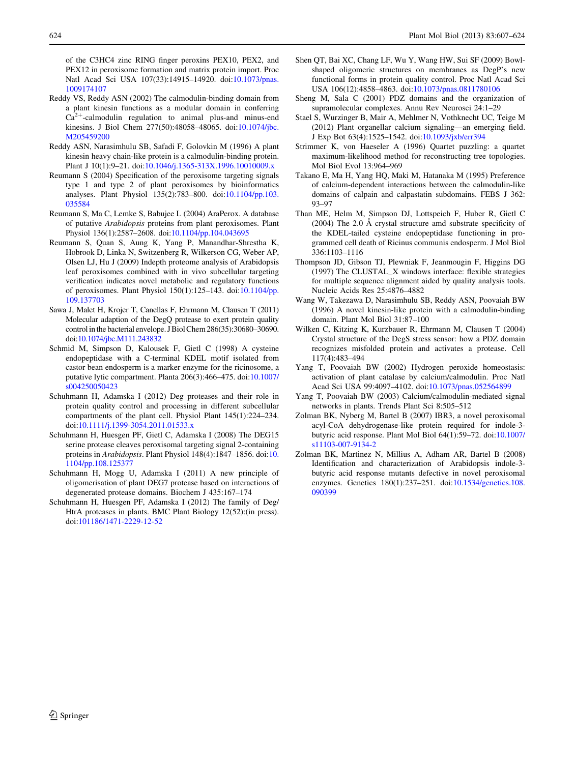of the C3HC4 zinc RING finger peroxins PEX10, PEX2, and PEX12 in peroxisome formation and matrix protein import. Proc Natl Acad Sci USA 107(33):14915–14920. doi:10.1073/pnas.1009174107

Reddy VS, Reddy ASN (2002) The calmodulin-binding domain from a plant kinesin functions as a modular domain in conferring $Ca^{2+}$-calmodulin regulation to animal plus-and minus-end kinesins. J Biol Chem 277(50):48058–48065. doi:10.1074/jbc.M205459200

Reddy ASN, Narasimhulu SB, Safadi F, Golovkin M (1996) A plant kinesin heavy chain-like protein is a calmodulin-binding protein. Plant J 10(1):9–21. doi:10.1046/j.1365-313X.1996.10010009.x

Reumann S (2004) Specification of the peroxisome targeting signals type 1 and type 2 of plant peroxisomes by bioinformatics analyses. Plant Physiol 135(2):783–800. doi:10.1104/pp.103.035584

Reumann S, Ma C, Lemke S, Babujee L (2004) AraPerox. A database of putative *Arabidopsis* proteins from plant peroxisomes. Plant Physiol 136(1):2587–2608. doi:10.1104/pp.104.043695

Reumann S, Quan S, Aung K, Yang P, Manandhar-Shrestha K, Hobrook D, Linka N, Switzenberg R, Wilkerson CG, Weber AP, Olsen LJ, Hu J (2009) Indepth proteome analysis of Arabidopsis leaf peroxisomes combined with in vivo subcellular targeting verification indicates novel metabolic and regulatory functions of peroxisomes. Plant Physiol 150(1):125–143. doi:10.1104/pp.109.137703

Sawa J, Malet H, Krojer T, Canellas F, Ehrmann M, Clausen T (2011) Molecular adaption of the DegQ protease to exert protein quality control in the bacterial envelope. J Biol Chem 286(35):30680–30690. doi:10.1074/jbc.M111.243832

Schmid M, Simpson D, Kalousek F, Gietl C (1998) A cysteine endopeptidase with a C-terminal KDEL motif isolated from castor bean endosperm is a marker enzyme for the ricinosome, a putative lytic compartment. Planta 206(3):466–475. doi:10.1007/s004250050423

Schuhmann H, Adamska I (2012) Deg proteases and their role in protein quality control and processing in different subcellular compartments of the plant cell. Physiol Plant 145(1):224–234. doi:10.1111/j.1399-3054.2011.01533.x

Schuhmann H, Huesgen PF, Gietl C, Adamska I (2008) The DEG15 serine protease cleaves peroxisomal targeting signal 2-containing proteins in *Arabidopsis*. Plant Physiol 148(4):1847–1856. doi:10.1104/pp.108.125377

Schuhmann H, Mogg U, Adamska I (2011) A new principle of oligomerisation of plant DEG7 protease based on interactions of degenerated protease domains. Biochem J 435:167–174

Schuhmann H, Huesgen PF, Adamska I (2012) The family of Deg/HtrA proteases in plants. BMC Plant Biology 12(52):(in press). doi:101186/1471-2229-12-52

Shen QT, Bai XC, Chang LF, Wu Y, Wang HW, Sui SF (2009) Bowl-shaped oligomeric structures on membranes as DegP's new functional forms in protein quality control. Proc Natl Acad Sci USA 106(12):4858–4863. doi:10.1073/pnas.0811780106

Sheng M, Sala C (2001) PDZ domains and the organization of supramolecular complexes. Annu Rev Neurosci 24:1–29

Stael S, Wurzinger B, Mair A, Mehlmer N, Vothknecht UC, Teige M (2012) Plant organellar calcium signaling—an emerging field. J Exp Bot 63(4):1525–1542. doi:10.1093/jxb/err394

Strimmer K, von Haeseler A (1996) Quartet puzzling: a quartet maximum-likelihood method for reconstructing tree topologies. Mol Biol Evol 13:964–969

Takano E, Ma H, Yang HQ, Maki M, Hatanaka M (1995) Preference of calcium-dependent interactions between the calmodulin-like domains of calpain and calpastatin subdomains. FEBS J 362: 93–97

Than ME, Helm M, Simpson DJ, Lottspeich F, Huber R, Gietl C (2004) The 2.0 Å crystal structure amd substrate specificity of the KDEL-tailed cysteine endopeptidase functioning in programmed cell death of Ricinus communis endosperm. J Mol Biol 336:1103–1116

Thompson JD, Gibson TJ, Plewniak F, Jeanmougin F, Higgins DG (1997) The CLUSTAL_X windows interface: flexible strategies for multiple sequence alignment aided by quality analysis tools. Nucleic Acids Res 25:4876–4882

Wang W, Takezawa D, Narasimhulu SB, Reddy ASN, Poovaiah BW (1996) A novel kinesin-like protein with a calmodulin-binding domain. Plant Mol Biol 31:87–100

Wilken C, Kitzing K, Kurzbauer R, Ehrmann M, Clausen T (2004) Crystal structure of the DegS stress sensor: how a PDZ domain recognizes misfolded protein and activates a protease. Cell 117(4):483–494

Yang T, Poovaiah BW (2002) Hydrogen peroxide homeostasis: activation of plant catalase by calcium/calmodulin. Proc Natl Acad Sci USA 99:4097–4102. doi:10.1073/pnas.052564899

Yang T, Poovaiah BW (2003) Calcium/calmodulin-mediated signal networks in plants. Trends Plant Sci 8:505–512

Zolman BK, Nyberg M, Bartel B (2007) IBR3, a novel peroxisomal acyl-CoA dehydrogenase-like protein required for indole-3-butyric acid response. Plant Mol Biol 64(1):59–72. doi:10.1007/s11103-007-9134-2

Zolman BK, Martinez N, Millius A, Adham AR, Bartel B (2008) Identification and characterization of Arabidopsis indole-3-butyric acid response mutants defective in novel peroxisomal enzymes. Genetics 180(1):237–251. doi:10.1534/genetics.108.090399